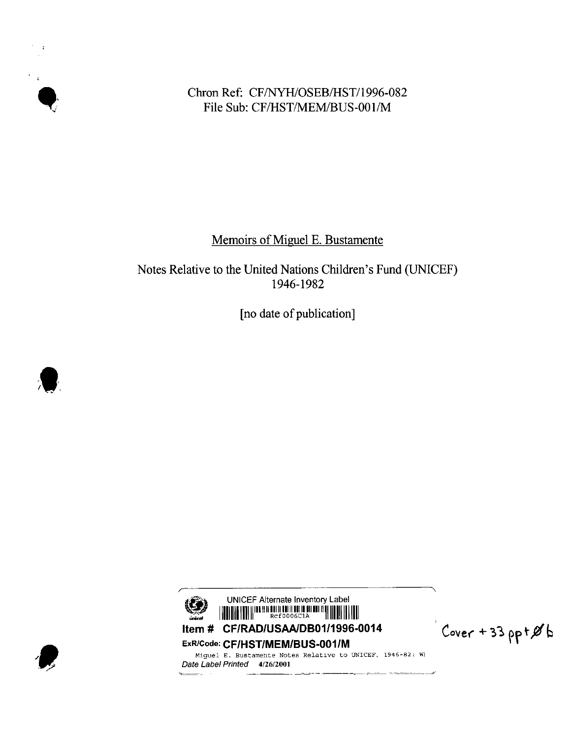Chron Ref: CF/NYH/OSEB/HST/1996-082
File Sub: CF/HST/MEM/BUS-001/M

# Memoirs of Miguel E. Bustamente

## Notes Relative to the United Nations Children's Fund (UNICEF) 1946-1982

[no date of publication]

UNICEF Alternate Inventory Label
Rcf0006C1A

**Item # CF/RAD/USAA/DB01/1996-0014**

**ExR/Code: CF/HST/MEM/BUS-001/M**

Miguel E. Bustamente Notes Relative to UNICEF, 1946-82: Wl

*Date Label Printed* 4/26/2001

Cover + 33 pp + Øb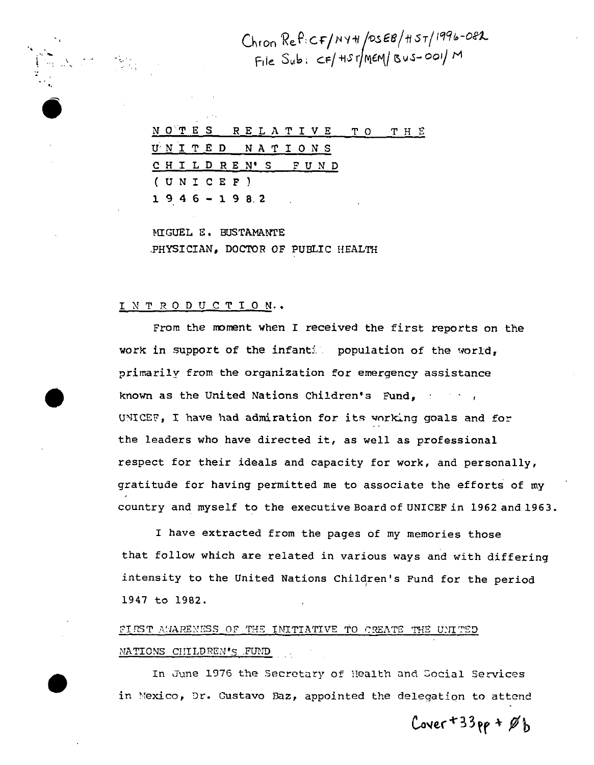Chron Ref: CF/NYH/OSEB/HST/1996-082
File Sub: CF/HST/MEM/BUS-001/M

# NOTES RELATIVE TO THE UNITED NATIONS CHILDREN'S FUND (UNICEF) 1946-1982

MIGUEL E. BUSTAMANTE
PHYSICIAN, DOCTOR OF PUBLIC HEALTH

## INTRODUCTION..

From the moment when I received the first reports on the work in support of the infant population of the world, primarily from the organization for emergency assistance known as the United Nations Children's Fund, UNICEF, I have had admiration for its working goals and for the leaders who have directed it, as well as professional respect for their ideals and capacity for work, and personally, gratitude for having permitted me to associate the efforts of my country and myself to the executive Board of UNICEF in 1962 and 1963.

I have extracted from the pages of my memories those that follow which are related in various ways and with differing intensity to the United Nations Children's Fund for the period 1947 to 1982.

## FIRST AWARENESS OF THE INITIATIVE TO CREATE THE UNITED NATIONS CHILDREN'S FUND

In June 1976 the Secretary of Health and Social Services in Mexico, Dr. Gustavo Baz, appointed the delegation to attend

Cover + 33pp + Øb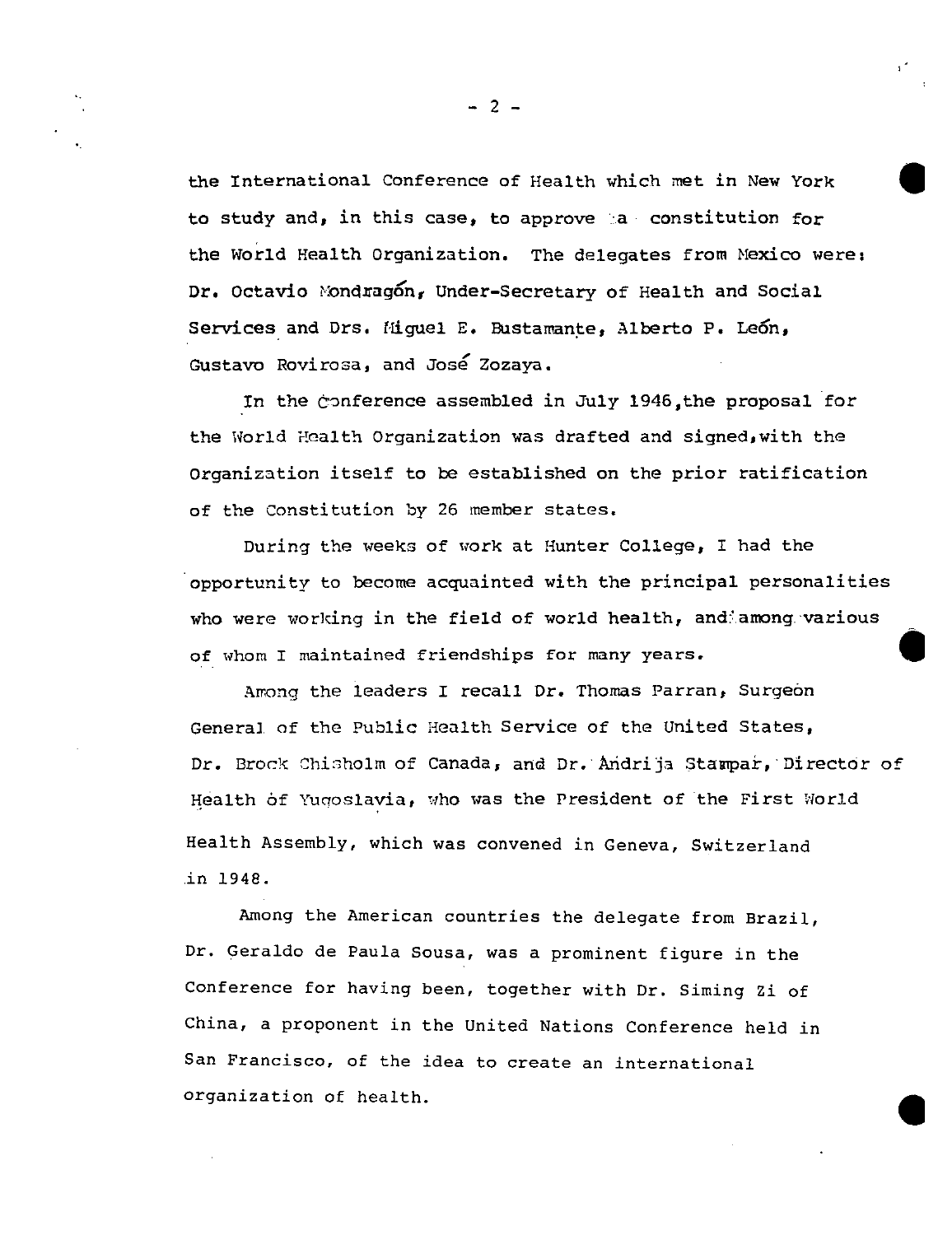the International Conference of Health which met in New York to study and, in this case, to approve a constitution for the World Health Organization. The delegates from Mexico were: Dr. Octavio Mondragón, Under-Secretary of Health and Social Services and Drs. Miguel E. Bustamante, Alberto P. León, Gustavo Rovirosa, and José Zozaya.

In the Conference assembled in July 1946, the proposal for the World Health Organization was drafted and signed, with the Organization itself to be established on the prior ratification of the Constitution by 26 member states.

During the weeks of work at Hunter College, I had the opportunity to become acquainted with the principal personalities who were working in the field of world health, and among various of whom I maintained friendships for many years.

Among the leaders I recall Dr. Thomas Parran, Surgeon General of the Public Health Service of the United States, Dr. Brock Chisholm of Canada, and Dr. Andrija Stampar, Director of Health of Yugoslavia, who was the President of the First World Health Assembly, which was convened in Geneva, Switzerland in 1948.

Among the American countries the delegate from Brazil, Dr. Geraldo de Paula Sousa, was a prominent figure in the Conference for having been, together with Dr. Siming Zi of China, a proponent in the United Nations Conference held in San Francisco, of the idea to create an international organization of health.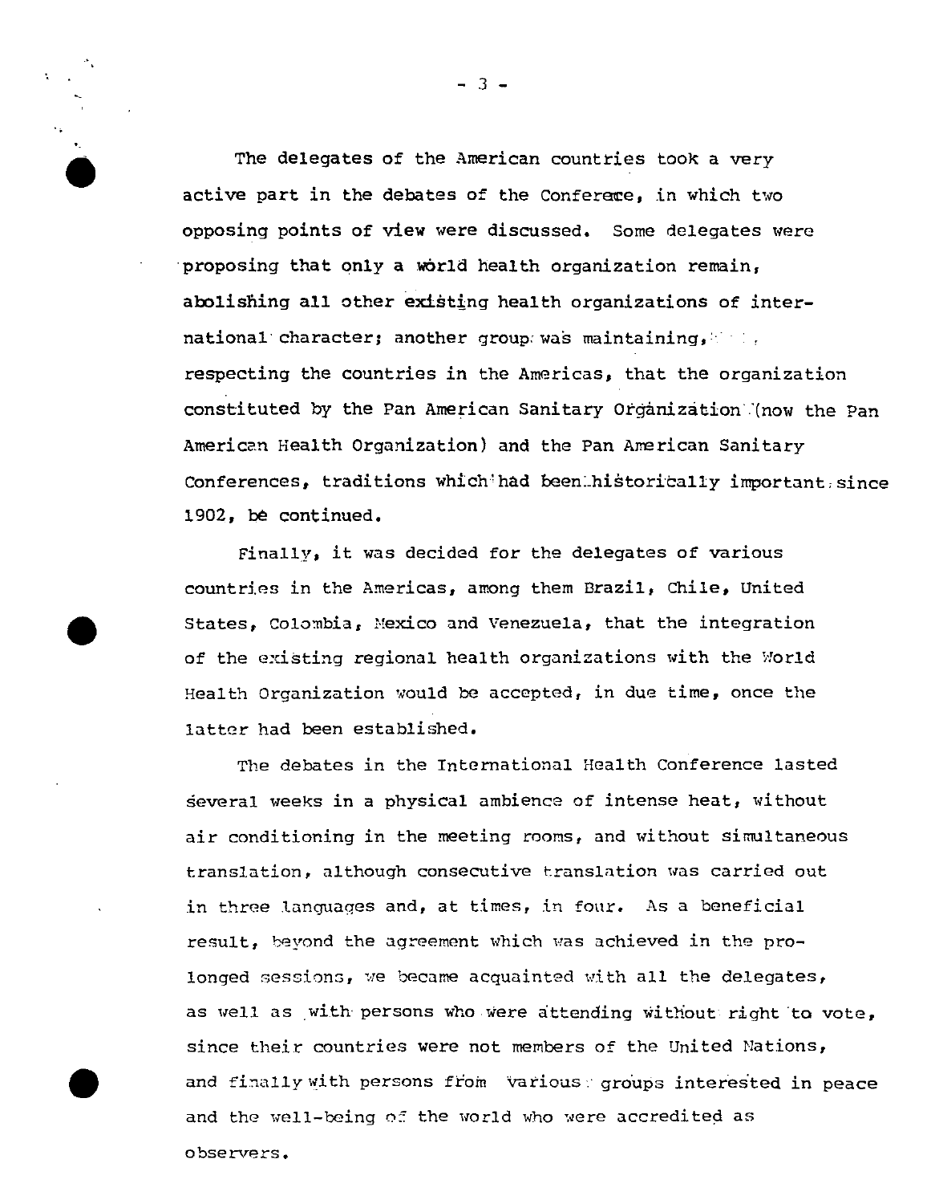The delegates of the American countries took a very active part in the debates of the Conferece, in which two opposing points of view were discussed. Some delegates were proposing that only a world health organization remain, abolishing all other existing health organizations of international character; another group was maintaining, respecting the countries in the Americas, that the organization constituted by the Pan American Sanitary Organization (now the Pan American Health Organization) and the Pan American Sanitary Conferences, traditions which had been historically important since 1902, be continued.

Finally, it was decided for the delegates of various countries in the Americas, among them Brazil, Chile, United States, Colombia, Mexico and Venezuela, that the integration of the existing regional health organizations with the World Health Organization would be accepted, in due time, once the latter had been established.

The debates in the International Health Conference lasted several weeks in a physical ambience of intense heat, without air conditioning in the meeting rooms, and without simultaneous translation, although consecutive translation was carried out in three languages and, at times, in four. As a beneficial result, beyond the agreement which was achieved in the prolonged sessions, we became acquainted with all the delegates, as well as with persons who were attending without right to vote, since their countries were not members of the United Nations, and finally with persons from various groups interested in peace and the well-being of the world who were accredited as observers.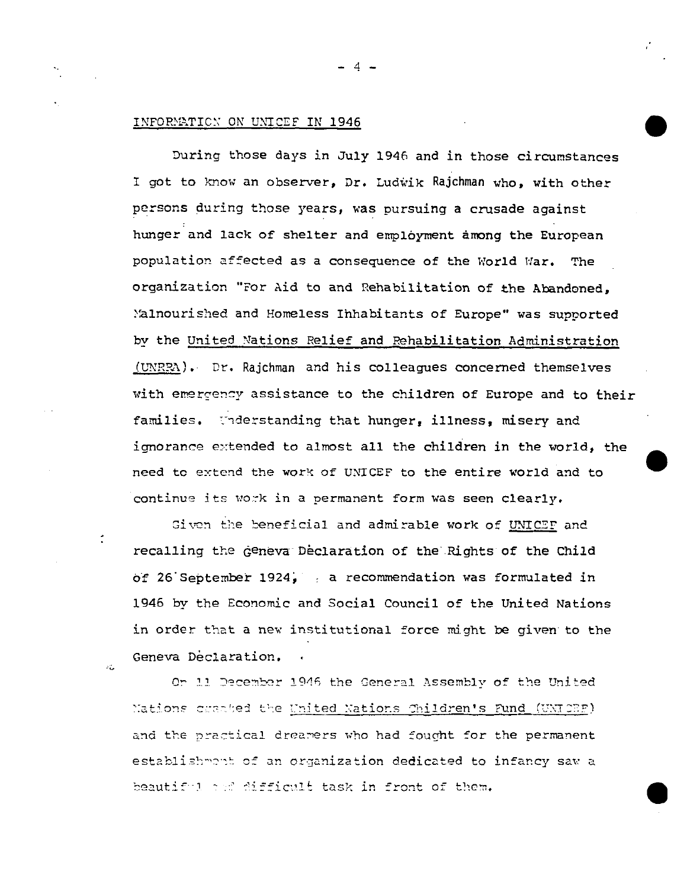INFORMATION ON UNICEF IN 1946

During those days in July 1946 and in those circumstances I got to know an observer, Dr. Ludwik Rajchman who, with other persons during those years, was pursuing a crusade against hunger and lack of shelter and employment among the European population affected as a consequence of the World War. The organization "For Aid to and Rehabilitation of the Abandoned, Malnourished and Homeless Inhabitants of Europe" was supported by the United Nations Relief and Rehabilitation Administration (UNRRA). Dr. Rajchman and his colleagues concerned themselves with emergency assistance to the children of Europe and to their families. Understanding that hunger, illness, misery and ignorance extended to almost all the children in the world, the need to extend the work of UNICEF to the entire world and to continue its work in a permanent form was seen clearly.

Given the beneficial and admirable work of UNICEF and recalling the Geneva Declaration of the Rights of the Child of 26 September 1924, a recommendation was formulated in 1946 by the Economic and Social Council of the United Nations in order that a new institutional force might be given to the Geneva Declaration.

On 11 December 1946 the General Assembly of the United Nations created the United Nations Children's Fund (UNICEF) and the practical dreamers who had fought for the permanent establishment of an organization dedicated to infancy saw a beautiful and difficult task in front of them.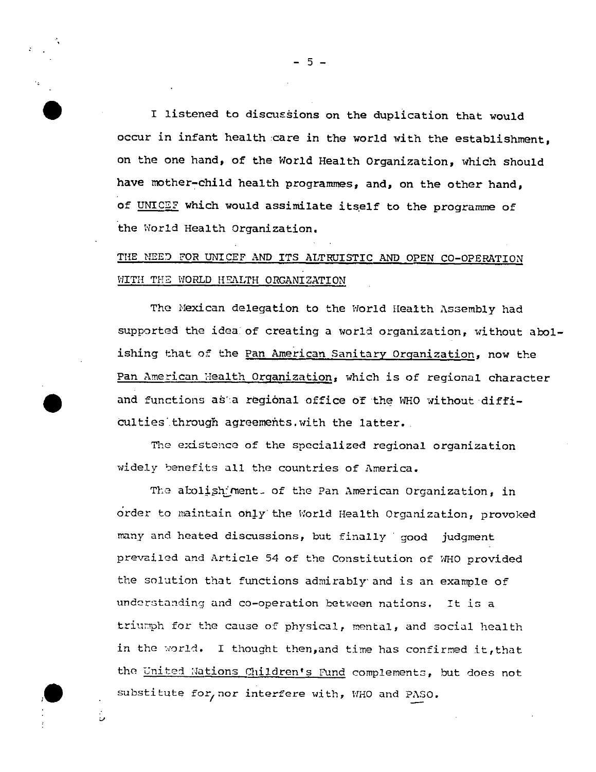I listened to discussions on the duplication that would occur in infant health care in the world with the establishment, on the one hand, of the World Health Organization, which should have mother-child health programmes, and, on the other hand, of UNICEF which would assimilate itself to the programme of the World Health Organization.

## THE NEED FOR UNICEF AND ITS ALTRUISTIC AND OPEN CO-OPERATION WITH THE WORLD HEALTH ORGANIZATION

The Mexican delegation to the World Health Assembly had supported the idea of creating a world organization, without abolishing that of the Pan American Sanitary Organization, now the Pan American Health Organization, which is of regional character and functions as a regional office of the WHO without difficulties through agreements with the latter.

The existence of the specialized regional organization widely benefits all the countries of America.

The abolishment of the Pan American Organization, in order to maintain only the World Health Organization, provoked many and heated discussions, but finally good judgment prevailed and Article 54 of the Constitution of WHO provided the solution that functions admirably and is an example of understanding and co-operation between nations. It is a triumph for the cause of physical, mental, and social health in the world. I thought then, and time has confirmed it, that the United Nations Children's Fund complements, but does not substitute for, nor interfere with, WHO and PASO.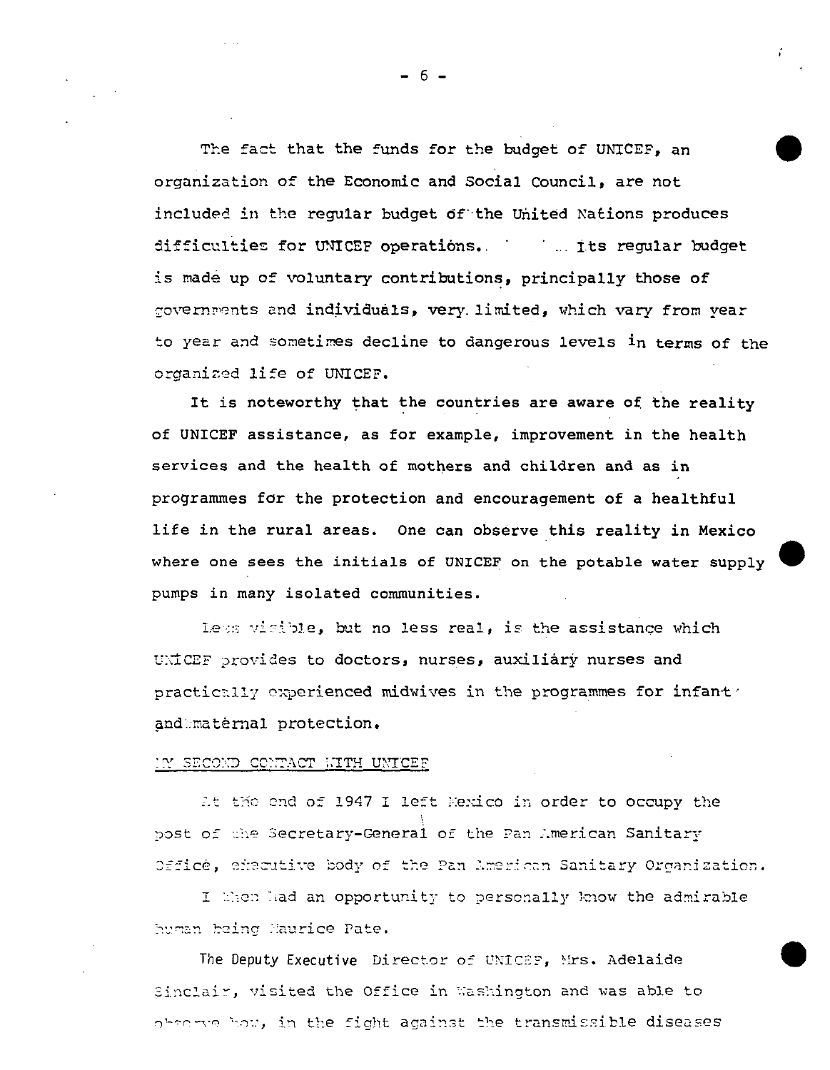The fact that the funds for the budget of UNICEF, an organization of the Economic and Social Council, are not included in the regular budget of the United Nations produces difficulties for UNICEF operations. Its regular budget is made up of voluntary contributions, principally those of governments and individuals, very limited, which vary from year to year and sometimes decline to dangerous levels in terms of the organized life of UNICEF.

It is noteworthy that the countries are aware of the reality of UNICEF assistance, as for example, improvement in the health services and the health of mothers and children and as in programmes for the protection and encouragement of a healthful life in the rural areas. One can observe this reality in Mexico where one sees the initials of UNICEF on the potable water supply pumps in many isolated communities.

Less visible, but no less real, is the assistance which UNICEF provides to doctors, nurses, auxiliary nurses and practically experienced midwives in the programmes for infant and maternal protection.

MY SECOND CONTACT WITH UNICEF

At the end of 1947 I left Mexico in order to occupy the post of the Secretary-General of the Pan American Sanitary Office, executive body of the Pan American Sanitary Organization.

I then had an opportunity to personally know the admirable human being Maurice Pate.

The Deputy Executive Director of UNICEF, Mrs. Adelaide Sinclair, visited the Office in Washington and was able to observe how, in the fight against the transmissible diseases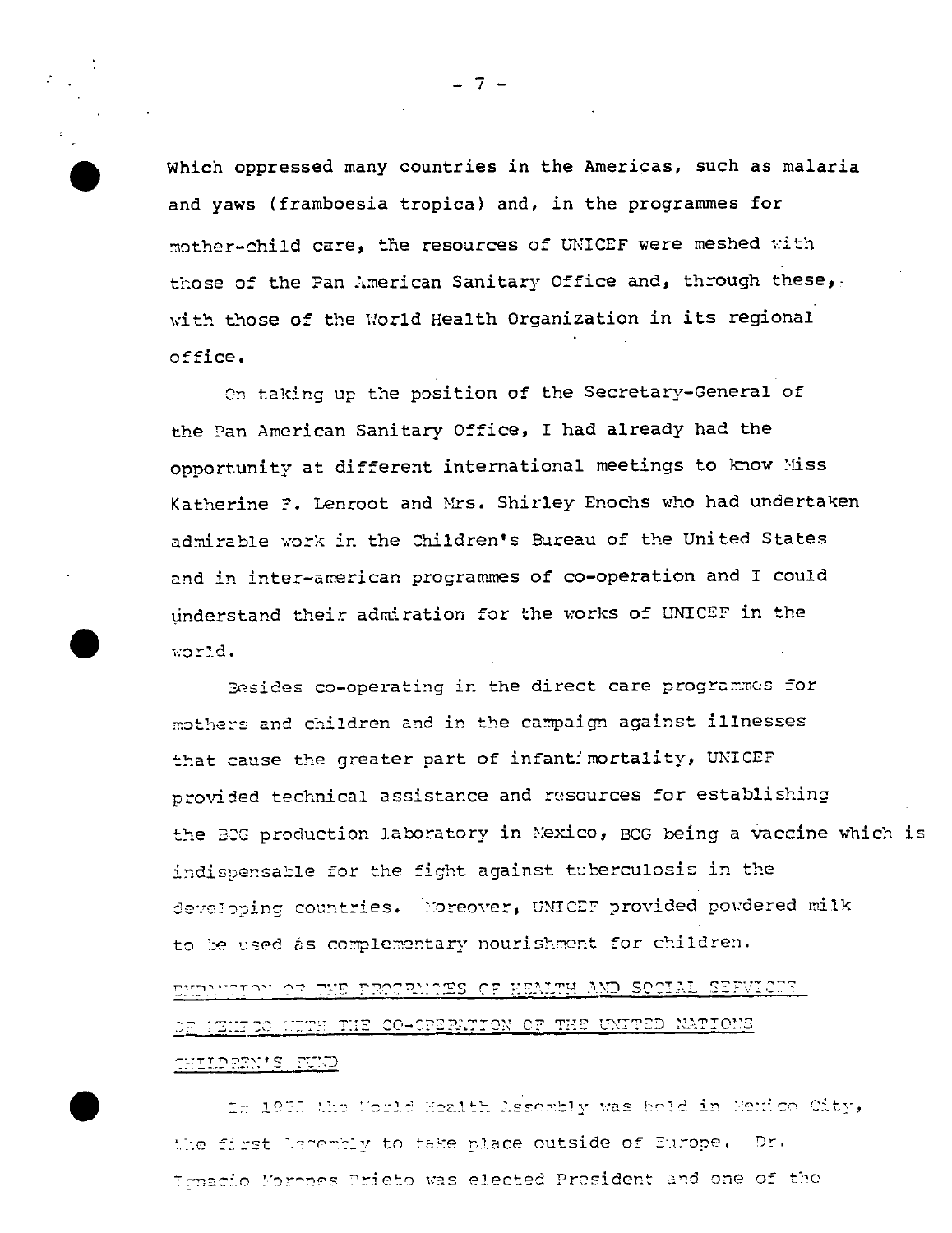which oppressed many countries in the Americas, such as malaria and yaws (framboesia tropica) and, in the programmes for mother-child care, the resources of UNICEF were meshed with those of the Pan American Sanitary Office and, through these, with those of the World Health Organization in its regional office.

On taking up the position of the Secretary-General of the Pan American Sanitary Office, I had already had the opportunity at different international meetings to know Miss Katherine F. Lenroot and Mrs. Shirley Enochs who had undertaken admirable work in the Children's Bureau of the United States and in inter-american programmes of co-operation and I could understand their admiration for the works of UNICEF in the world.

Besides co-operating in the direct care programmes for mothers and children and in the campaign against illnesses that cause the greater part of infant mortality, UNICEF provided technical assistance and resources for establishing the BCG production laboratory in Mexico, BCG being a vaccine which is indispensable for the fight against tuberculosis in the developing countries. Moreover, UNICEF provided powdered milk to be used as complementary nourishment for children.

EXPANSION OF THE PROGRAMMES OF HEALTH AND SOCIAL SERVICES OF MEXICO WITH THE CO-OPERATION OF THE UNITED NATIONS CHILDREN'S FUND

In 1955 the World Health Assembly was held in Mexico City, the first Assembly to take place outside of Europe. Dr. Ignacio Morones Prieto was elected President and one of the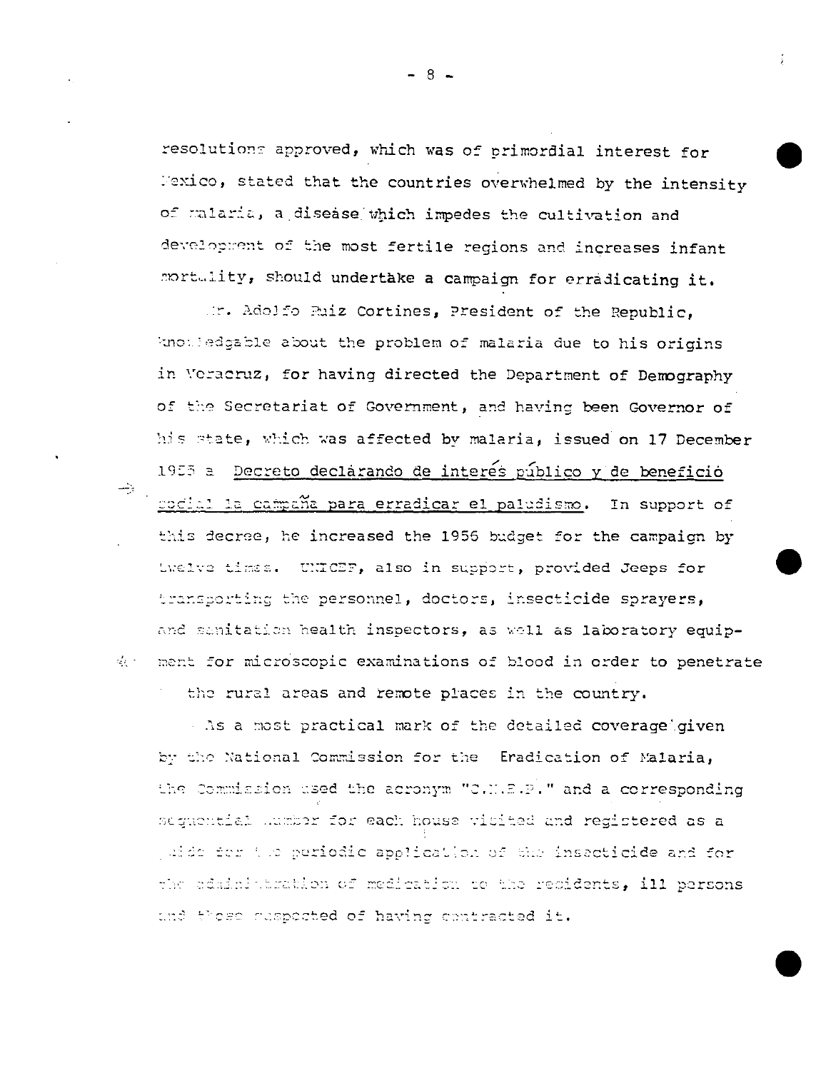resolutions approved, which was of primordial interest for Mexico, stated that the countries overwhelmed by the intensity of malaria, a disease which impedes the cultivation and development of the most fertile regions and increases infant mortality, should undertake a campaign for erradicating it.

Mr. Adolfo Ruiz Cortines, President of the Republic, knowledgable about the problem of malaria due to his origins in Veracruz, for having directed the Department of Demography of the Secretariat of Government, and having been Governor of his state, which was affected by malaria, issued on 17 December 1955 a Decreto declárando de interés público y de benefició social la campaña para erradicar el paludismo. In support of this decree, he increased the 1956 budget for the campaign by twelve times. UNICEF, also in support, provided Jeeps for transporting the personnel, doctors, insecticide sprayers, and sanitation health inspectors, as well as laboratory equipment for microscopic examinations of blood in order to penetrate the rural areas and remote places in the country.

As a most practical mark of the detailed coverage given by the National Commission for the Eradication of Malaria, the Commission used the acronym "C.N.E.P." and a corresponding sequential number for each house visited and registered as a guide for the periodic application of the insecticide and for the administration of medication to the residents, ill persons and those suspected of having contracted it.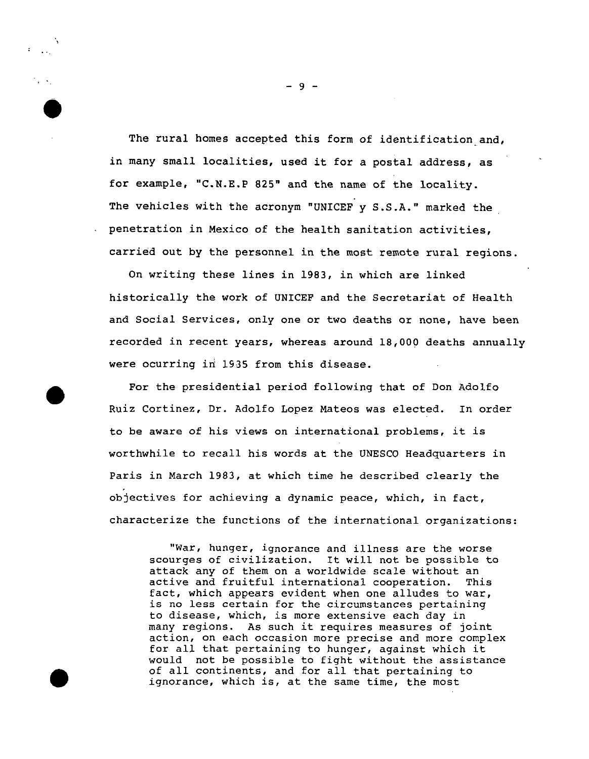The rural homes accepted this form of identification and, in many small localities, used it for a postal address, as for example, "C.N.E.P 825" and the name of the locality. The vehicles with the acronym "UNICEF y S.S.A." marked the penetration in Mexico of the health sanitation activities, carried out by the personnel in the most remote rural regions.

On writing these lines in 1983, in which are linked historically the work of UNICEF and the Secretariat of Health and Social Services, only one or two deaths or none, have been recorded in recent years, whereas around 18,000 deaths annually were ocurring in 1935 from this disease.

For the presidential period following that of Don Adolfo Ruiz Cortinez, Dr. Adolfo Lopez Mateos was elected. In order to be aware of his views on international problems, it is worthwhile to recall his words at the UNESCO Headquarters in Paris in March 1983, at which time he described clearly the objectives for achieving a dynamic peace, which, in fact, characterize the functions of the international organizations:

> "War, hunger, ignorance and illness are the worse scourges of civilization. It will not be possible to attack any of them on a worldwide scale without an active and fruitful international cooperation. This fact, which appears evident when one alludes to war, is no less certain for the circumstances pertaining to disease, which, is more extensive each day in many regions. As such it requires measures of joint action, on each occasion more precise and more complex for all that pertaining to hunger, against which it would not be possible to fight without the assistance of all continents, and for all that pertaining to ignorance, which is, at the same time, the most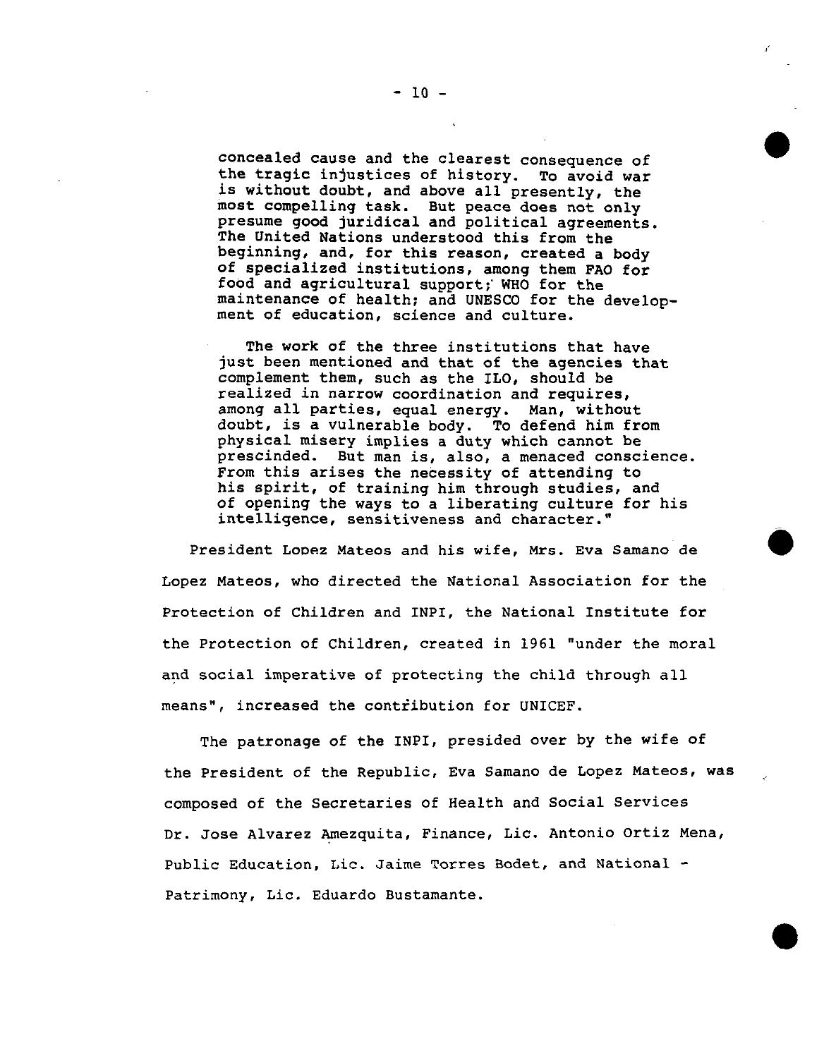concealed cause and the clearest consequence of the tragic injustices of history. To avoid war is without doubt, and above all presently, the most compelling task. But peace does not only presume good juridical and political agreements. The United Nations understood this from the beginning, and, for this reason, created a body of specialized institutions, among them FAO for food and agricultural support; WHO for the maintenance of health; and UNESCO for the development of education, science and culture.

> The work of the three institutions that have just been mentioned and that of the agencies that complement them, such as the ILO, should be realized in narrow coordination and requires, among all parties, equal energy. Man, without doubt, is a vulnerable body. To defend him from physical misery implies a duty which cannot be prescinded. But man is, also, a menaced conscience. From this arises the necessity of attending to his spirit, of training him through studies, and of opening the ways to a liberating culture for his intelligence, sensitiveness and character."

President Lopez Mateos and his wife, Mrs. Eva Samano de Lopez Mateos, who directed the National Association for the Protection of Children and INPI, the National Institute for the Protection of Children, created in 1961 "under the moral and social imperative of protecting the child through all means", increased the contribution for UNICEF.

The patronage of the INPI, presided over by the wife of the President of the Republic, Eva Samano de Lopez Mateos, was composed of the Secretaries of Health and Social Services Dr. Jose Alvarez Amezquita, Finance, Lic. Antonio Ortiz Mena, Public Education, Lic. Jaime Torres Bodet, and National - Patrimony, Lic. Eduardo Bustamante.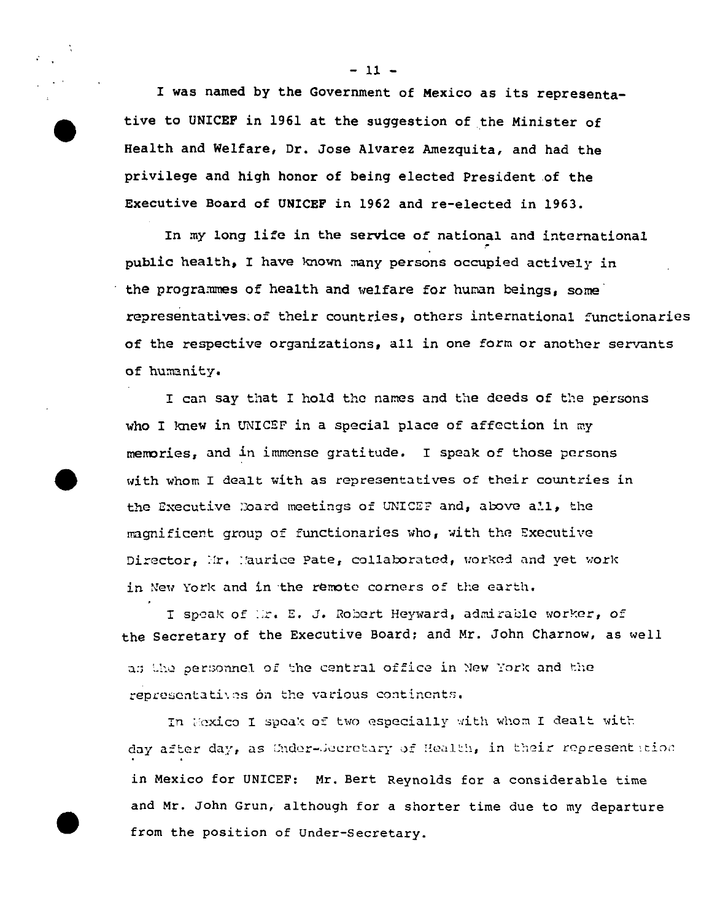I was named by the Government of Mexico as its representative to UNICEF in 1961 at the suggestion of the Minister of Health and Welfare, Dr. Jose Alvarez Amezquita, and had the privilege and high honor of being elected President of the Executive Board of UNICEF in 1962 and re-elected in 1963.

In my long life in the service of national and international public health, I have known many persons occupied actively in the programmes of health and welfare for human beings, some representatives of their countries, others international functionaries of the respective organizations, all in one form or another servants of humanity.

I can say that I hold the names and the deeds of the persons who I knew in UNICEF in a special place of affection in my memories, and in immense gratitude. I speak of those persons with whom I dealt with as representatives of their countries in the Executive Board meetings of UNICEF and, above all, the magnificent group of functionaries who, with the Executive Director, Mr. Maurice Pate, collaborated, worked and yet work in New York and in the remote corners of the earth.

I speak of Mr. E. J. Robert Heyward, admirable worker, of the Secretary of the Executive Board; and Mr. John Charnow, as well as the personnel of the central office in New York and the representatives on the various continents.

In Mexico I speak of two especially with whom I dealt with day after day, as Under-Secretary of Health, in their representation in Mexico for UNICEF: Mr. Bert Reynolds for a considerable time and Mr. John Grun, although for a shorter time due to my departure from the position of Under-Secretary.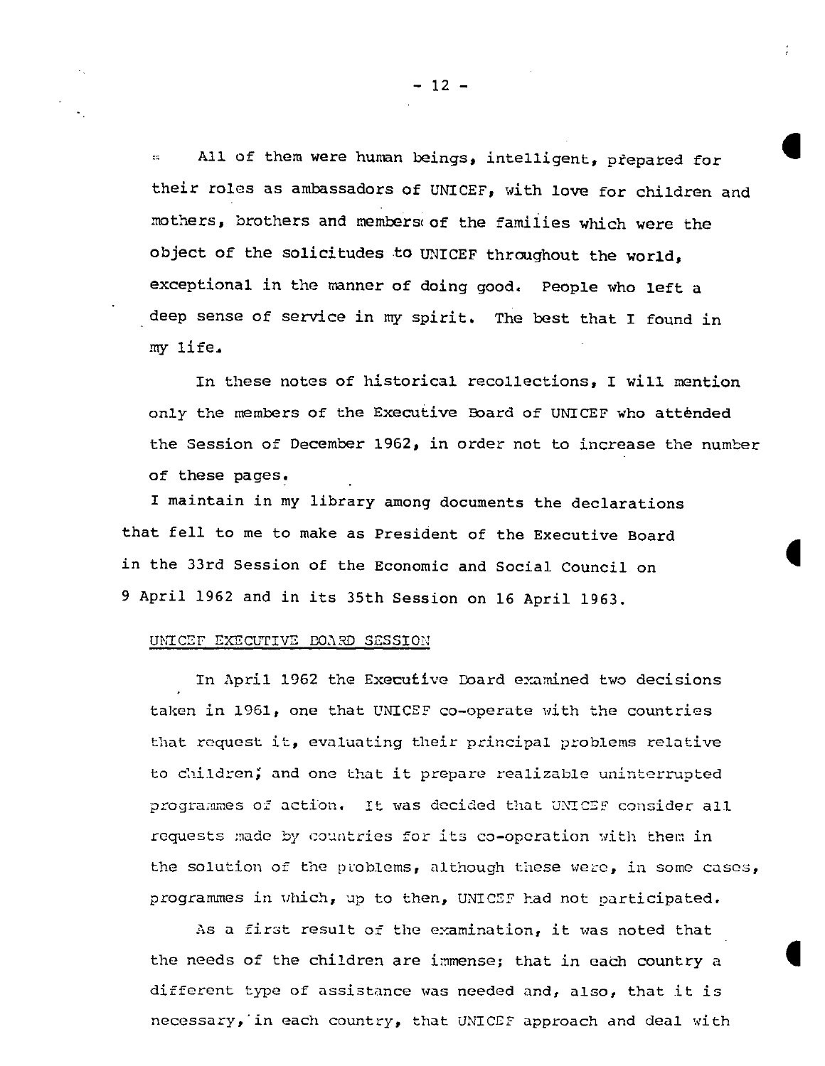All of them were human beings, intelligent, prepared for their roles as ambassadors of UNICEF, with love for children and mothers, brothers and members of the families which were the object of the solicitudes to UNICEF throughout the world, exceptional in the manner of doing good. People who left a deep sense of service in my spirit. The best that I found in my life.

In these notes of historical recollections, I will mention only the members of the Executive Board of UNICEF who attended the Session of December 1962, in order not to increase the number of these pages.

I maintain in my library among documents the declarations that fell to me to make as President of the Executive Board in the 33rd Session of the Economic and Social Council on 9 April 1962 and in its 35th Session on 16 April 1963.

UNICEF EXECUTIVE BOARD SESSION

In April 1962 the Executive Board examined two decisions taken in 1961, one that UNICEF co-operate with the countries that request it, evaluating their principal problems relative to children; and one that it prepare realizable uninterrupted programmes of action. It was decided that UNICEF consider all requests made by countries for its co-operation with them in the solution of the problems, although these were, in some cases, programmes in which, up to then, UNICEF had not participated.

As a first result of the examination, it was noted that the needs of the children are immense; that in each country a different type of assistance was needed and, also, that it is necessary, in each country, that UNICEF approach and deal with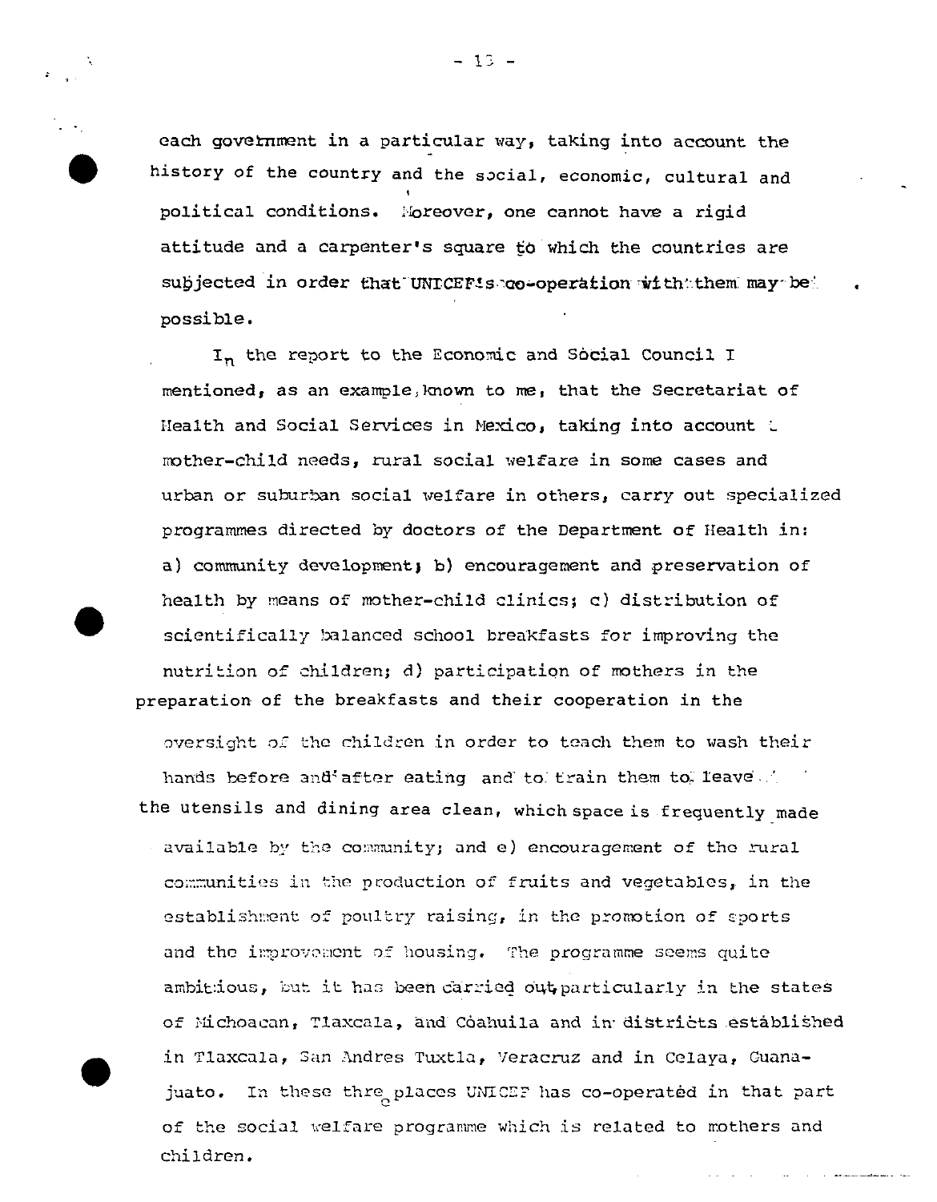each government in a particular way, taking into account the history of the country and the social, economic, cultural and political conditions. Moreover, one cannot have a rigid attitude and a carpenter's square to which the countries are subjected in order that UNICEF's co-operation with them may be possible.

In the report to the Economic and Social Council I mentioned, as an example, known to me, that the Secretariat of Health and Social Services in Mexico, taking into account mother-child needs, rural social welfare in some cases and urban or suburban social welfare in others, carry out specialized programmes directed by doctors of the Department of Health in: a) community development; b) encouragement and preservation of health by means of mother-child clinics; c) distribution of scientifically balanced school breakfasts for improving the nutrition of children; d) participation of mothers in the preparation of the breakfasts and their cooperation in the oversight of the children in order to teach them to wash their hands before and after eating and to train them to leave the utensils and dining area clean, which space is frequently made available by the community; and e) encouragement of the rural communities in the production of fruits and vegetables, in the establishment of poultry raising, in the promotion of sports and the improvement of housing. The programme seems quite ambitious, but it has been carried out particularly in the states of Michoacan, Tlaxcala, and Coahuila and in districts established in Tlaxcala, San Andres Tuxtla, Veracruz and in Celaya, Guanajuato. In these three places UNICEF has co-operated in that part of the social welfare programme which is related to mothers and children.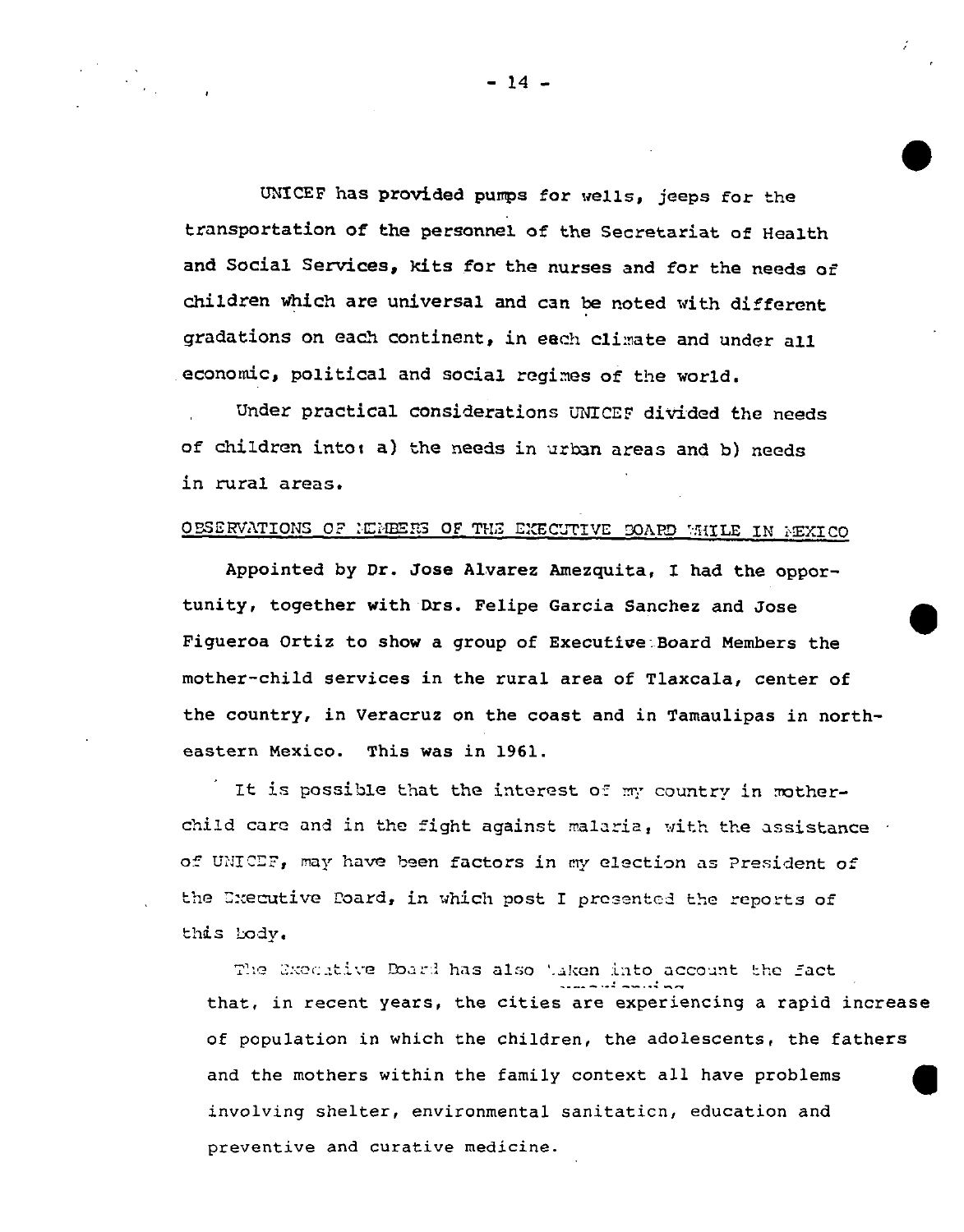UNICEF has provided pumps for wells, jeeps for the transportation of the personnel of the Secretariat of Health and Social Services, kits for the nurses and for the needs of children which are universal and can be noted with different gradations on each continent, in each climate and under all economic, political and social regimes of the world.

Under practical considerations UNICEF divided the needs of children into: a) the needs in urban areas and b) needs in rural areas.

OBSERVATIONS OF MEMBERS OF THE EXECUTIVE BOARD WHILE IN MEXICO

Appointed by Dr. Jose Alvarez Amezquita, I had the opportunity, together with Drs. Felipe Garcia Sanchez and Jose Figueroa Ortiz to show a group of Executive Board Members the mother-child services in the rural area of Tlaxcala, center of the country, in Veracruz on the coast and in Tamaulipas in northeastern Mexico. This was in 1961.

It is possible that the interest of my country in mother-child care and in the fight against malaria, with the assistance of UNICEF, may have been factors in my election as President of the Executive Board, in which post I presented the reports of this body.

The Executive Board has also taken into account the fact that, in recent years, the cities are experiencing a rapid increase of population in which the children, the adolescents, the fathers and the mothers within the family context all have problems involving shelter, environmental sanitation, education and preventive and curative medicine.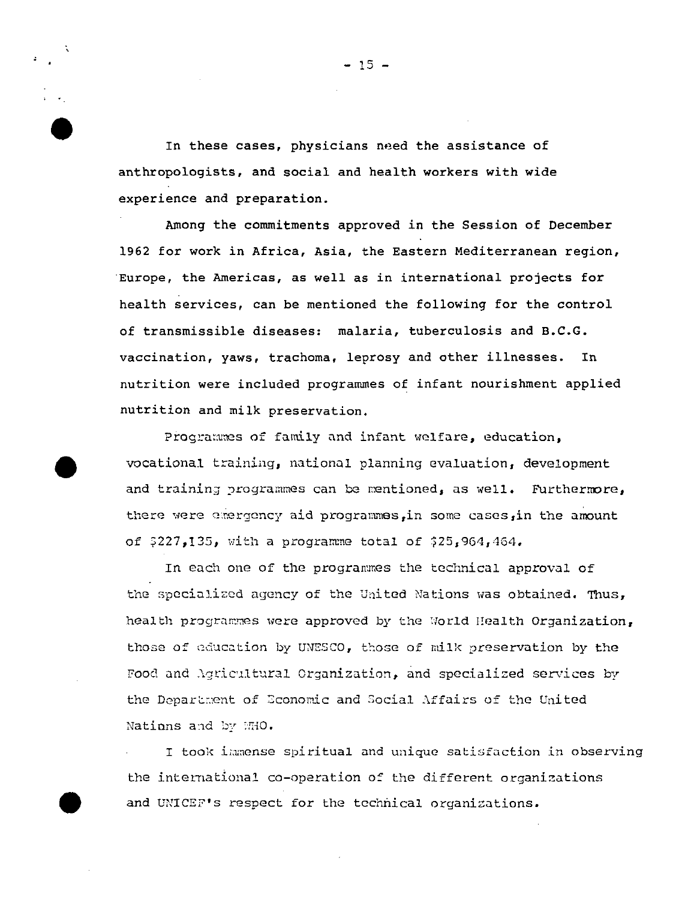In these cases, physicians need the assistance of anthropologists, and social and health workers with wide experience and preparation.

Among the commitments approved in the Session of December 1962 for work in Africa, Asia, the Eastern Mediterranean region, Europe, the Americas, as well as in international projects for health services, can be mentioned the following for the control of transmissible diseases: malaria, tuberculosis and B.C.G. vaccination, yaws, trachoma, leprosy and other illnesses. In nutrition were included programmes of infant nourishment applied nutrition and milk preservation.

Programmes of family and infant welfare, education, vocational training, national planning evaluation, development and training programmes can be mentioned, as well. Furthermore, there were emergency aid programmes, in some cases, in the amount of $227,135, with a programme total of $25,964,464.

In each one of the programmes the technical approval of the specialized agency of the United Nations was obtained. Thus, health programmes were approved by the World Health Organization, those of education by UNESCO, those of milk preservation by the Food and Agricultural Organization, and specialized services by the Department of Economic and Social Affairs of the United Nations and by WHO.

I took immense spiritual and unique satisfaction in observing the international co-operation of the different organizations and UNICEF's respect for the technical organizations.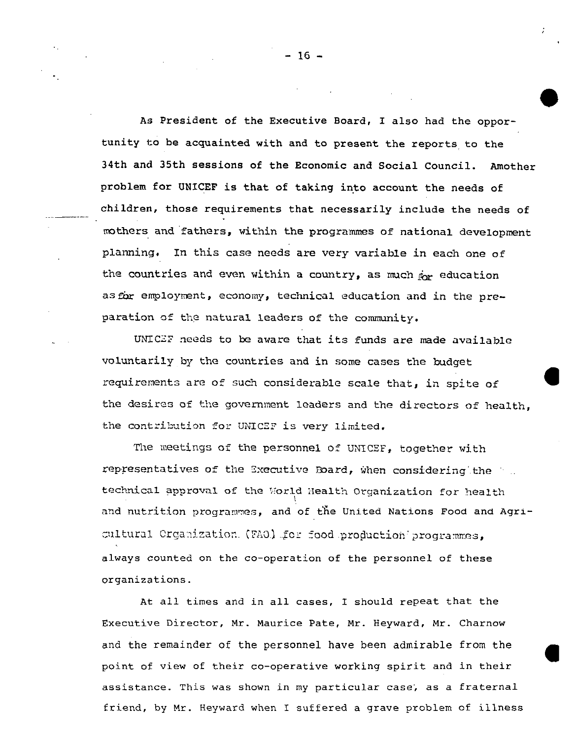As President of the Executive Board, I also had the opportunity to be acquainted with and to present the reports to the 34th and 35th sessions of the Economic and Social Council. Amother problem for UNICEF is that of taking into account the needs of children, those requirements that necessarily include the needs of mothers and fathers, within the programmes of national development planning. In this case needs are very variable in each one of the countries and even within a country, as much for education as for employment, economy, technical education and in the preparation of the natural leaders of the community.

UNICEF needs to be aware that its funds are made available voluntarily by the countries and in some cases the budget requirements are of such considerable scale that, in spite of the desires of the government leaders and the directors of health, the contribution for UNICEF is very limited.

The meetings of the personnel of UNICEF, together with representatives of the Executive Board, when considering the technical approval of the World Health Organization for health and nutrition programmes, and of the United Nations Food and Agricultural Organization (FAO) for food production programmes, always counted on the co-operation of the personnel of these organizations.

At all times and in all cases, I should repeat that the Executive Director, Mr. Maurice Pate, Mr. Heyward, Mr. Charnow and the remainder of the personnel have been admirable from the point of view of their co-operative working spirit and in their assistance. This was shown in my particular case, as a fraternal friend, by Mr. Heyward when I suffered a grave problem of illness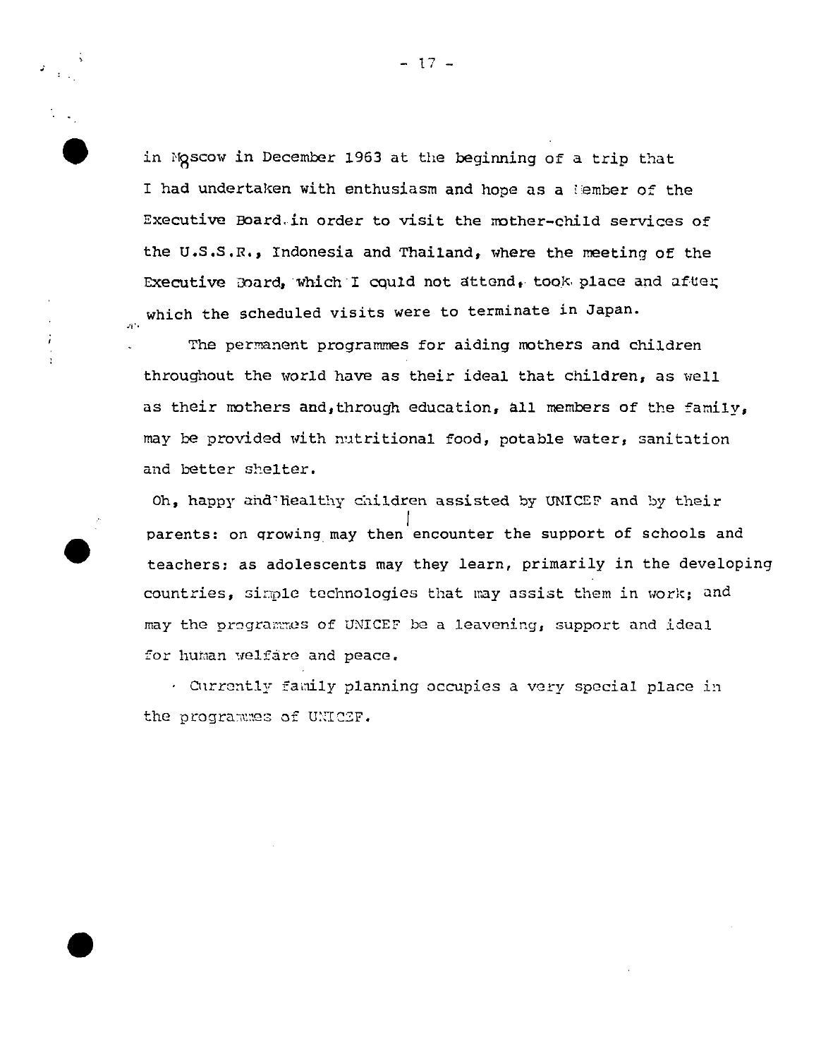in Moscow in December 1963 at the beginning of a trip that I had undertaken with enthusiasm and hope as a Member of the Executive Board in order to visit the mother-child services of the U.S.S.R., Indonesia and Thailand, where the meeting of the Executive Board, which I could not attend, took place and after which the scheduled visits were to terminate in Japan.

The permanent programmes for aiding mothers and children throughout the world have as their ideal that children, as well as their mothers and, through education, all members of the family, may be provided with nutritional food, potable water, sanitation and better shelter.

Oh, happy and healthy children assisted by UNICEF and by their parents: on growing may then encounter the support of schools and teachers: as adolescents may they learn, primarily in the developing countries, simple technologies that may assist them in work; and may the programmes of UNICEF be a leavening, support and ideal for human welfare and peace.

Currently family planning occupies a very special place in the programmes of UNICEF.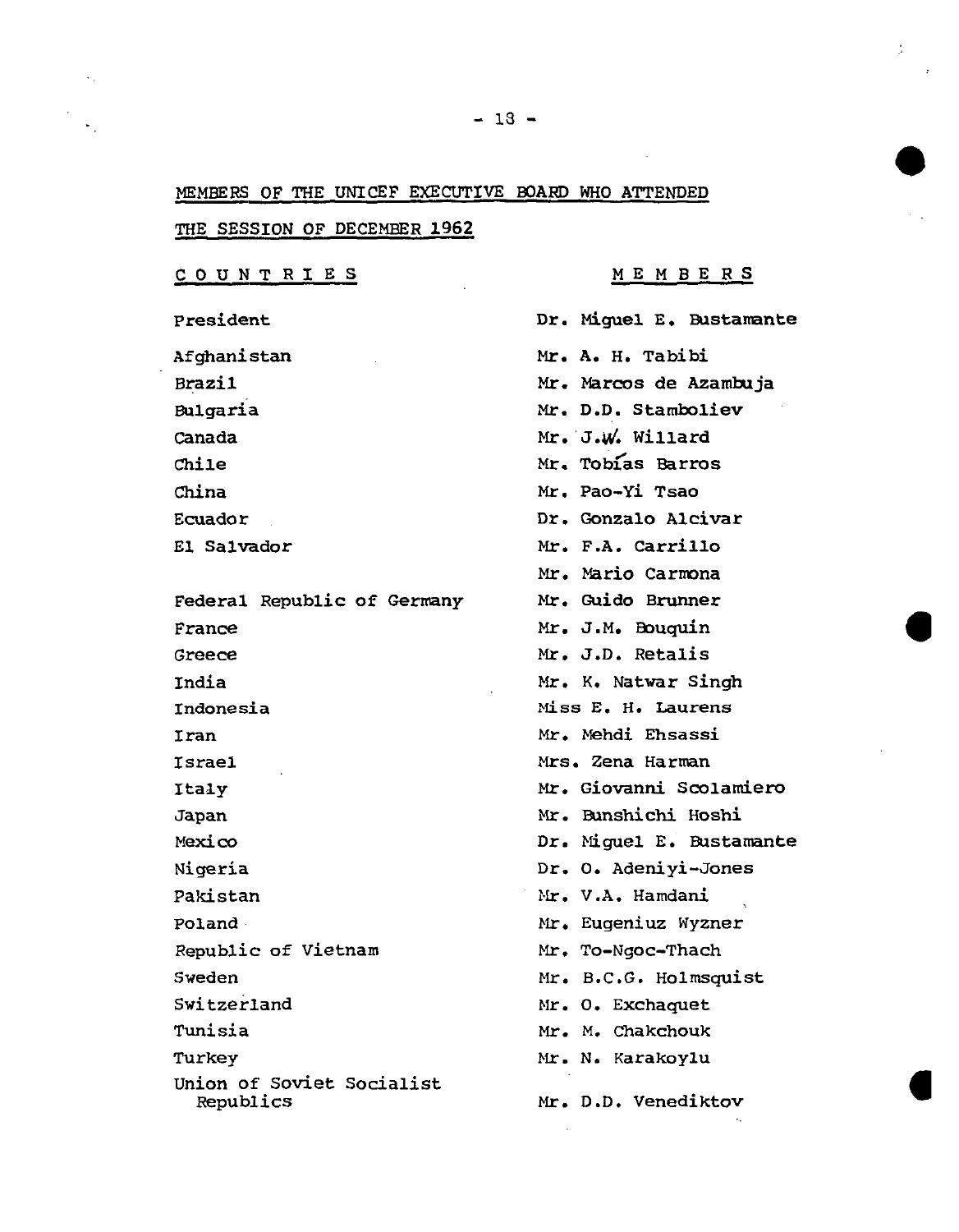MEMBERS OF THE UNICEF EXECUTIVE BOARD WHO ATTENDED

THE SESSION OF DECEMBER 1962

| COUNTRIES | MEMBERS |
|---|---|
| President | Dr. Miguel E. Bustamante |
| Afghanistan | Mr. A. H. Tabibi |
| Brazil | Mr. Marcos de Azambuja |
| Bulgaria | Mr. D.D. Stamboliev |
| Canada | Mr. J.W. Willard |
| Chile | Mr. Tobías Barros |
| China | Mr. Pao-Yi Tsao |
| Ecuador | Dr. Gonzalo Alcivar |
| El Salvador | Mr. F.A. Carrillo |
| | Mr. Mario Carmona |
| Federal Republic of Germany | Mr. Guido Brunner |
| France | Mr. J.M. Bouquin |
| Greece | Mr. J.D. Retalis |
| India | Mr. K. Natwar Singh |
| Indonesia | Miss E. H. Laurens |
| Iran | Mr. Mehdi Ehsassi |
| Israel | Mrs. Zena Harman |
| Italy | Mr. Giovanni Scolamiero |
| Japan | Mr. Bunshichi Hoshi |
| Mexico | Dr. Miguel E. Bustamante |
| Nigeria | Dr. O. Adeniyi-Jones |
| Pakistan | Mr. V.A. Hamdani |
| Poland | Mr. Eugeniuz Wyzner |
| Republic of Vietnam | Mr. To-Ngoc-Thach |
| Sweden | Mr. B.C.G. Holmsquist |
| Switzerland | Mr. O. Exchaquet |
| Tunisia | Mr. M. Chakchouk |
| Turkey | Mr. N. Karakoylu |
| Union of Soviet Socialist Republics | Mr. D.D. Venediktov |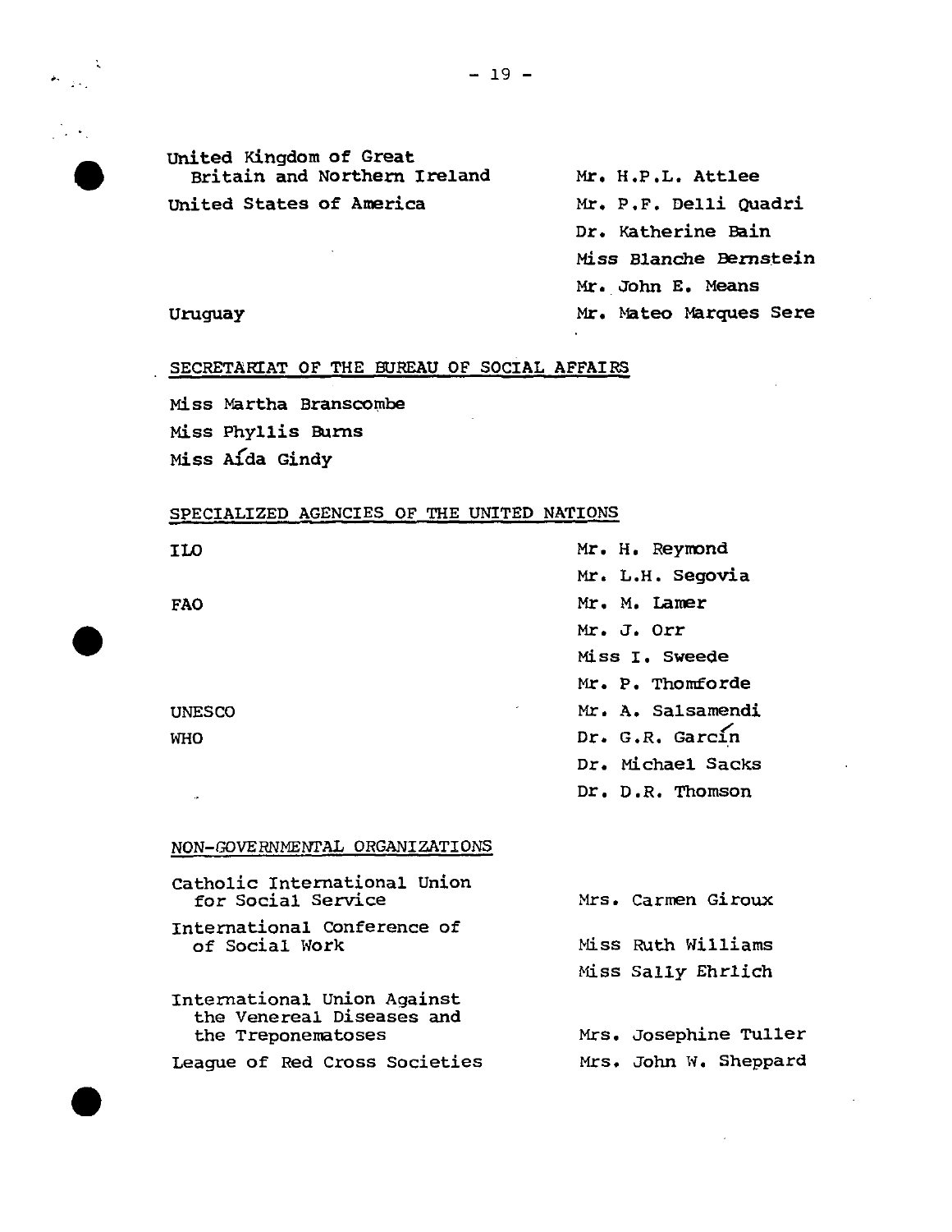| | |
|---|---|
| United Kingdom of Great Britain and Northern Ireland | Mr. H.P.L. Attlee |
| United States of America | Mr. P.F. Delli Quadri |
| | Dr. Katherine Bain |
| | Miss Blanche Bernstein |
| | Mr. John E. Means |
| Uruguay | Mr. Mateo Marques Sere |

SECRETARIAT OF THE BUREAU OF SOCIAL AFFAIRS

Miss Martha Branscombe
Miss Phyllis Burns
Miss Aída Gindy

SPECIALIZED AGENCIES OF THE UNITED NATIONS

| | |
|---|---|
| ILO | Mr. H. Reymond |
| | Mr. L.H. Segovia |
| FAO | Mr. M. Lamer |
| | Mr. J. Orr |
| | Miss I. Sweede |
| | Mr. P. Thomforde |
| UNESCO | Mr. A. Salsamendi |
| WHO | Dr. G.R. Garcín |
| | Dr. Michael Sacks |
| | Dr. D.R. Thomson |

NON-GOVERNMENTAL ORGANIZATIONS

| | |
|---|---|
| Catholic International Union for Social Service | Mrs. Carmen Giroux |
| International Conference of of Social Work | Miss Ruth Williams |
| | Miss Sally Ehrlich |
| International Union Against the Venereal Diseases and the Treponematoses | Mrs. Josephine Tuller |
| League of Red Cross Societies | Mrs. John W. Sheppard |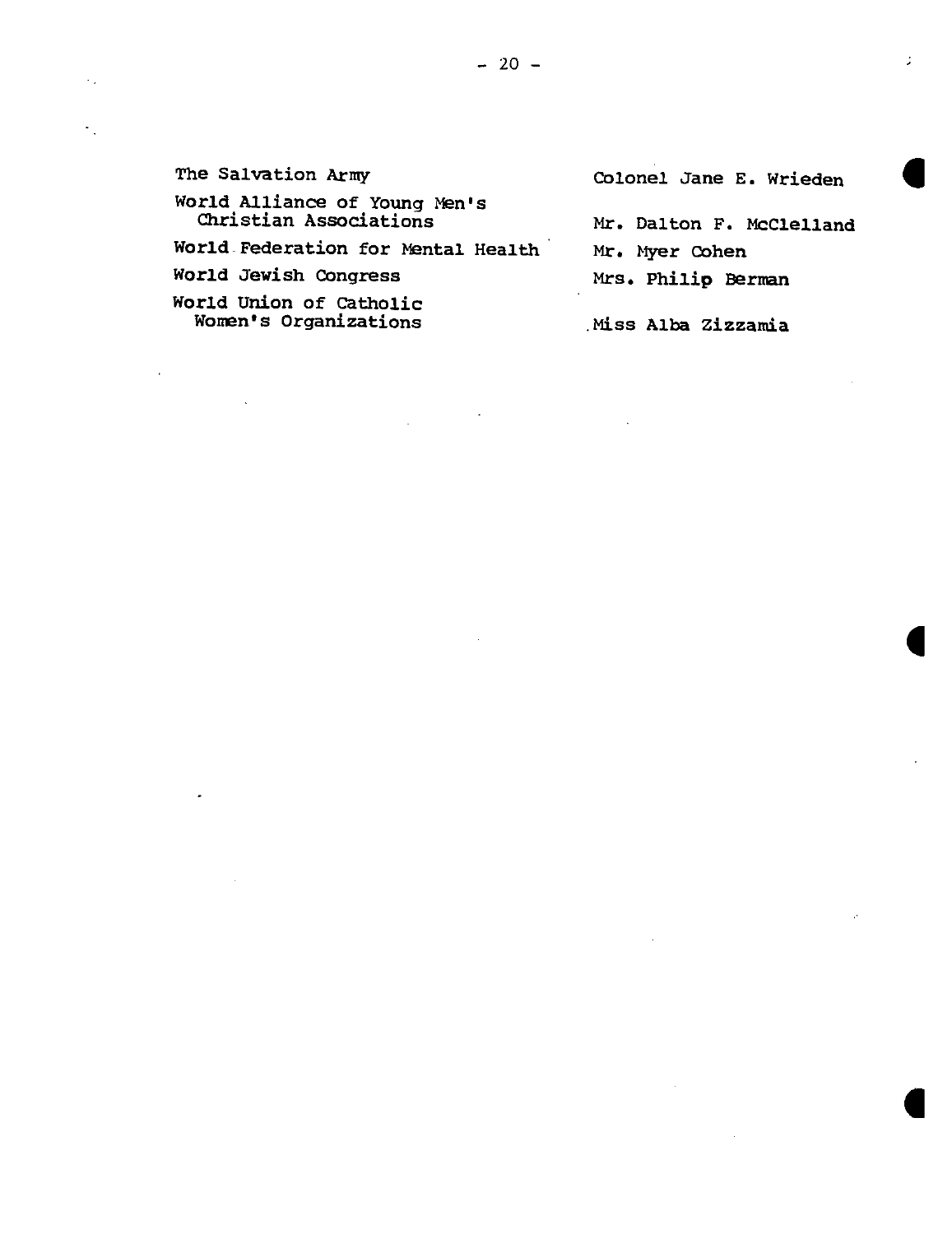| | |
|---|---|
| The Salvation Army | Colonel Jane E. Wrieden |
| World Alliance of Young Men's Christian Associations | Mr. Dalton F. McClelland |
| World Federation for Mental Health | Mr. Myer Cohen |
| World Jewish Congress | Mrs. Philip Berman |
| World Union of Catholic Women's Organizations | Miss Alba Zizzamia |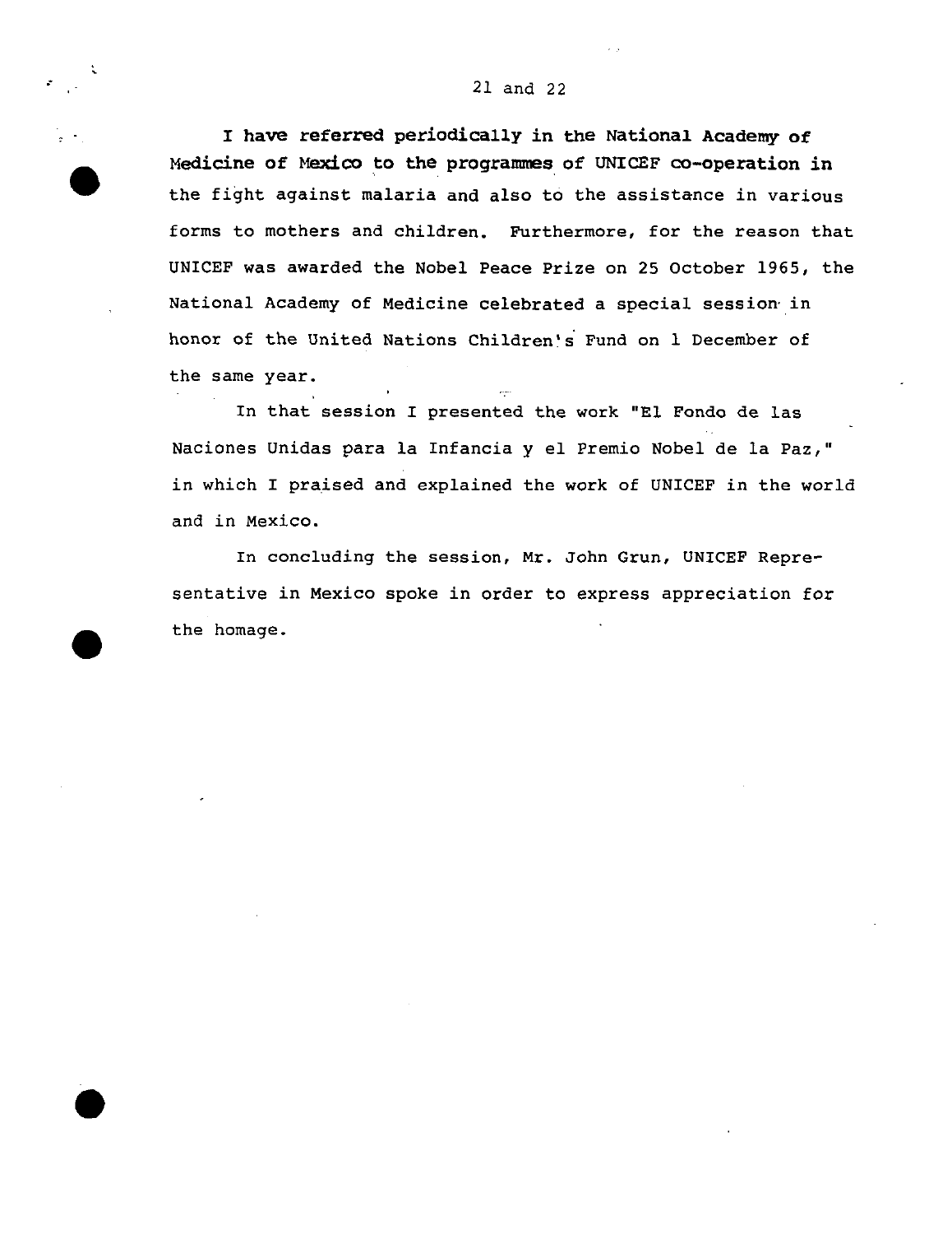21 and 22

I have referred periodically in the National Academy of Medicine of Mexico to the programmes of UNICEF co-operation in the fight against malaria and also to the assistance in various forms to mothers and children. Furthermore, for the reason that UNICEF was awarded the Nobel Peace Prize on 25 October 1965, the National Academy of Medicine celebrated a special session in honor of the United Nations Children's Fund on 1 December of the same year.

In that session I presented the work "El Fondo de las Naciones Unidas para la Infancia y el Premio Nobel de la Paz," in which I praised and explained the work of UNICEF in the world and in Mexico.

In concluding the session, Mr. John Grun, UNICEF Representative in Mexico spoke in order to express appreciation for the homage.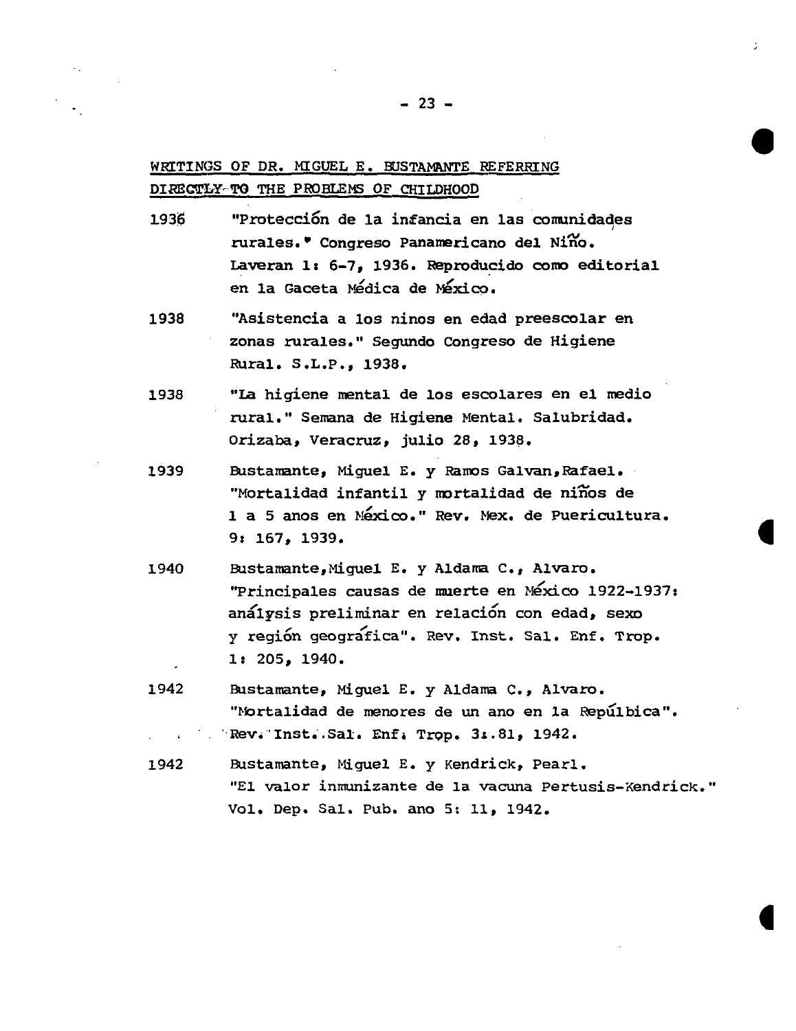WRITINGS OF DR. MIGUEL E. BUSTAMANTE REFERRING DIRECTLY TO THE PROBLEMS OF CHILDHOOD

1936 "Protección de la infancia en las comunidades rurales." Congreso Panamericano del Niño. Laveran 1: 6-7, 1936. Reproducido como editorial en la Gaceta Médica de México.

1938 "Asistencia a los ninos en edad preescolar en zonas rurales." Segundo Congreso de Higiene Rural. S.L.P., 1938.

1938 "La higiene mental de los escolares en el medio rural." Semana de Higiene Mental. Salubridad. Orizaba, Veracruz, julio 28, 1938.

1939 Bustamante, Miguel E. y Ramos Galvan, Rafael. "Mortalidad infantil y mortalidad de niños de 1 a 5 anos en México." Rev. Mex. de Puericultura. 9: 167, 1939.

1940 Bustamante, Miguel E. y Aldama C., Alvaro. "Principales causas de muerte en México 1922-1937: análysis preliminar en relación con edad, sexo y región geográfica". Rev. Inst. Sal. Enf. Trop. 1: 205, 1940.

1942 Bustamante, Miguel E. y Aldama C., Alvaro. "Mortalidad de menores de un ano en la Repúlbica". Rev. Inst. Sal. Enf. Trop. 3: 81, 1942.

1942 Bustamante, Miguel E. y Kendrick, Pearl. "El valor inmunizante de la vacuna Pertusis-Kendrick." Vol. Dep. Sal. Pub. ano 5: 11, 1942.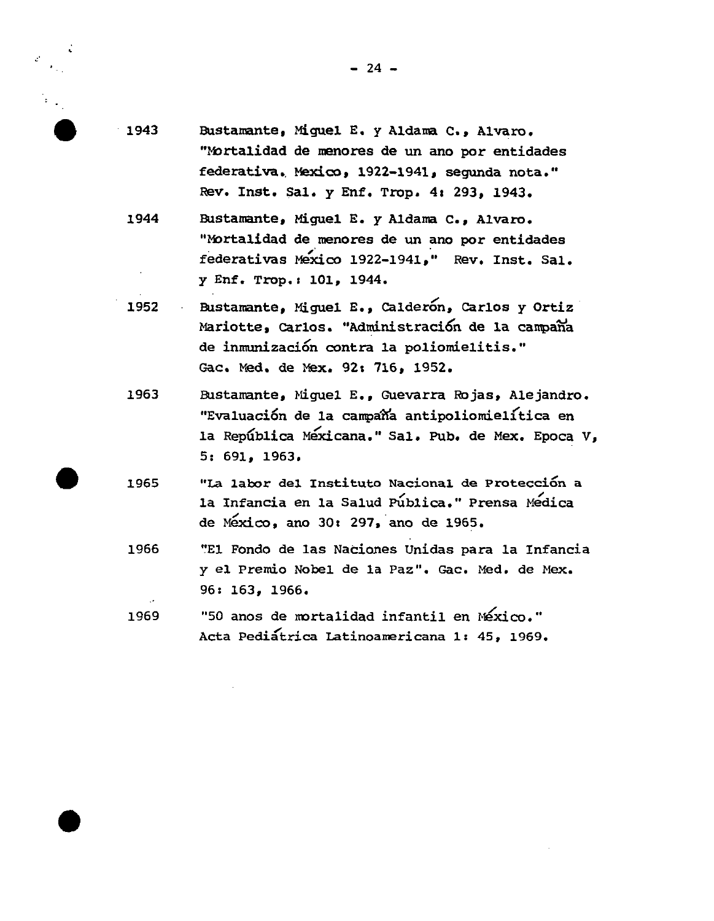1943 Bustamante, Miguel E. y Aldama C., Alvaro. "Mortalidad de menores de un ano por entidades federativa. Mexico, 1922-1941, segunda nota." Rev. Inst. Sal. y Enf. Trop. 4: 293, 1943.

1944 Bustamante, Miguel E. y Aldama C., Alvaro. "Mortalidad de menores de un ano por entidades federativas México 1922-1941," Rev. Inst. Sal. y Enf. Trop.: 101, 1944.

1952 Bustamante, Miguel E., Calderón, Carlos y Ortiz Mariotte, Carlos. "Administración de la campaña de inmunización contra la poliomielitis." Gac. Med. de Mex. 92: 716, 1952.

1963 Bustamante, Miguel E., Guevarra Rojas, Alejandro. "Evaluación de la campaña antipoliomielítica en la República Méxicana." Sal. Pub. de Mex. Epoca V, 5: 691, 1963.

1965 "La labor del Instituto Nacional de Protección a la Infancia en la Salud Pública." Prensa Médica de México, ano 30: 297, ano de 1965.

1966 "El Fondo de las Naciones Unidas para la Infancia y el Premio Nobel de la Paz". Gac. Med. de Mex. 96: 163, 1966.

1969 "50 anos de mortalidad infantil en México." Acta Pediátrica Latinoamericana 1: 45, 1969.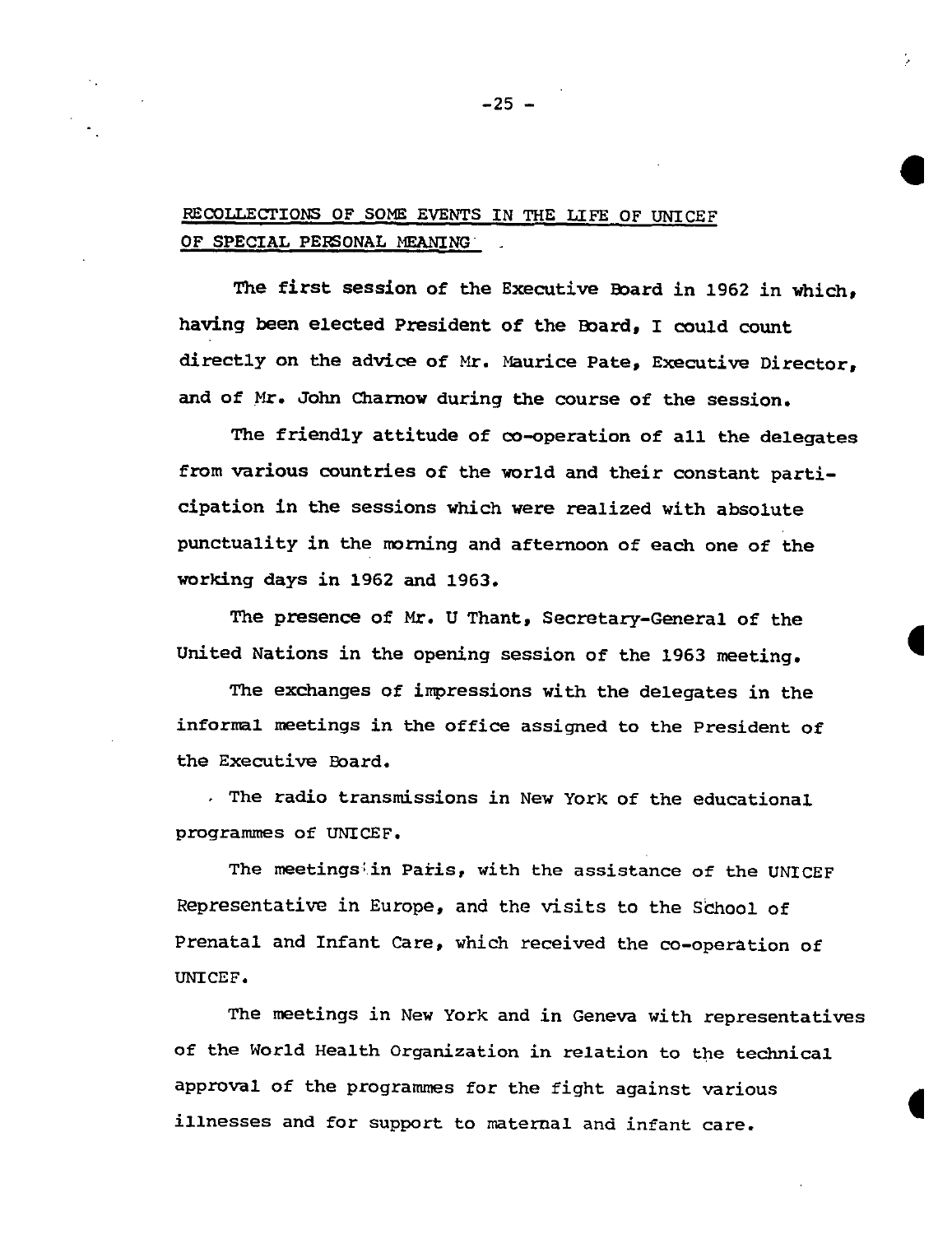## RECOLLECTIONS OF SOME EVENTS IN THE LIFE OF UNICEF OF SPECIAL PERSONAL MEANING

The first session of the Executive Board in 1962 in which, having been elected President of the Board, I could count directly on the advice of Mr. Maurice Pate, Executive Director, and of Mr. John Charnow during the course of the session.

The friendly attitude of co-operation of all the delegates from various countries of the world and their constant participation in the sessions which were realized with absolute punctuality in the morning and afternoon of each one of the working days in 1962 and 1963.

The presence of Mr. U Thant, Secretary-General of the United Nations in the opening session of the 1963 meeting.

The exchanges of impressions with the delegates in the informal meetings in the office assigned to the President of the Executive Board.

The radio transmissions in New York of the educational programmes of UNICEF.

The meetings in Paris, with the assistance of the UNICEF Representative in Europe, and the visits to the School of Prenatal and Infant Care, which received the co-operation of UNICEF.

The meetings in New York and in Geneva with representatives of the World Health Organization in relation to the technical approval of the programmes for the fight against various illnesses and for support to maternal and infant care.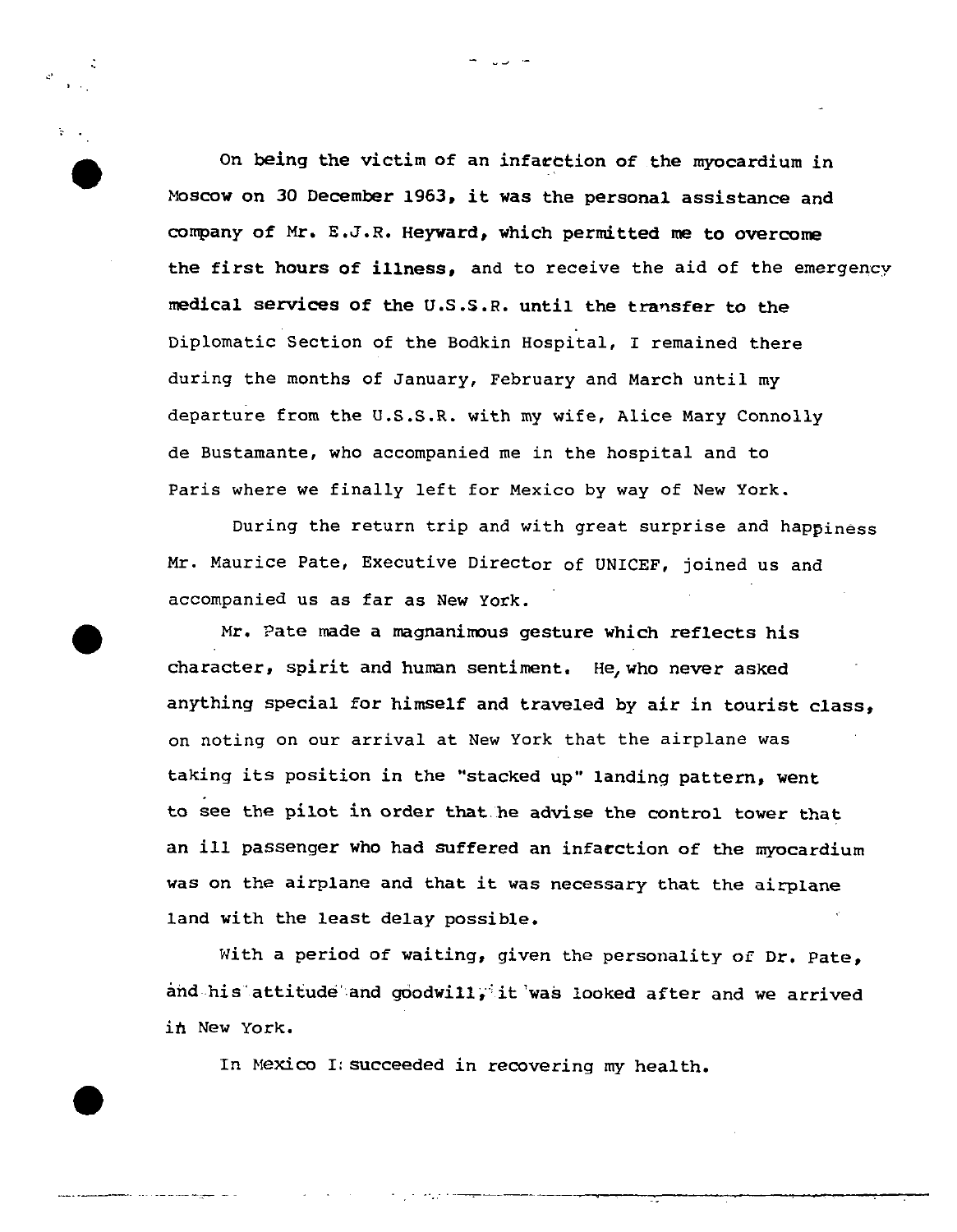On being the victim of an infarction of the myocardium in Moscow on 30 December 1963, it was the personal assistance and company of Mr. E.J.R. Heyward, which permitted me to overcome the first hours of illness, and to receive the aid of the emergency medical services of the U.S.S.R. until the transfer to the Diplomatic Section of the Bodkin Hospital, I remained there during the months of January, February and March until my departure from the U.S.S.R. with my wife, Alice Mary Connolly de Bustamante, who accompanied me in the hospital and to Paris where we finally left for Mexico by way of New York.

During the return trip and with great surprise and happiness Mr. Maurice Pate, Executive Director of UNICEF, joined us and accompanied us as far as New York.

Mr. Pate made a magnanimous gesture which reflects his character, spirit and human sentiment. He, who never asked anything special for himself and traveled by air in tourist class, on noting on our arrival at New York that the airplane was taking its position in the "stacked up" landing pattern, went to see the pilot in order that he advise the control tower that an ill passenger who had suffered an infarction of the myocardium was on the airplane and that it was necessary that the airplane land with the least delay possible.

With a period of waiting, given the personality of Dr. Pate, and his attitude and goodwill, it was looked after and we arrived in New York.

In Mexico I succeeded in recovering my health.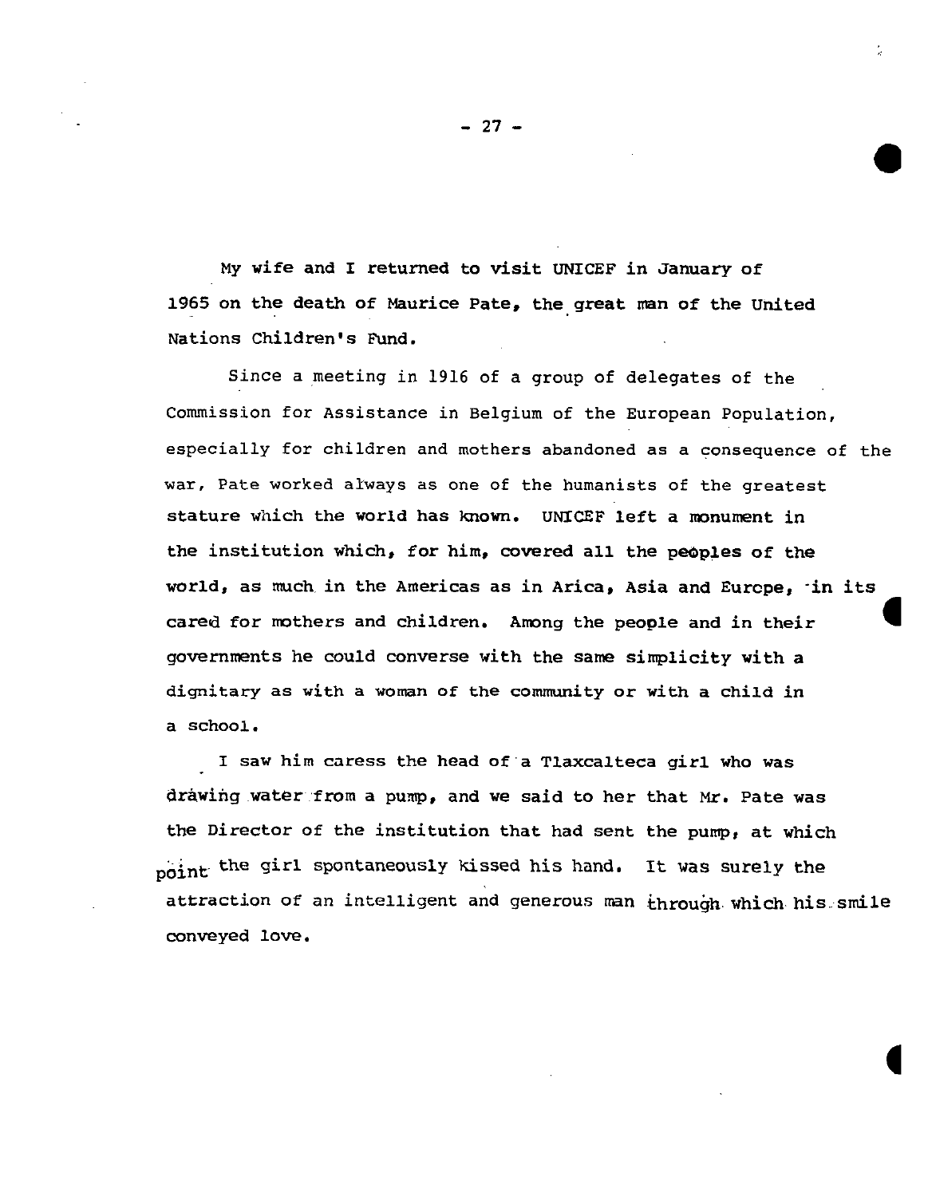My wife and I returned to visit UNICEF in January of 1965 on the death of Maurice Pate, the great man of the United Nations Children's Fund.

Since a meeting in 1916 of a group of delegates of the Commission for Assistance in Belgium of the European Population, especially for children and mothers abandoned as a consequence of the war, Pate worked always as one of the humanists of the greatest stature which the world has known. UNICEF left a monument in the institution which, for him, covered all the peoples of the world, as much in the Americas as in Arica, Asia and Europe, in its cared for mothers and children. Among the people and in their governments he could converse with the same simplicity with a dignitary as with a woman of the community or with a child in a school.

I saw him caress the head of a Tlaxcalteca girl who was drawing water from a pump, and we said to her that Mr. Pate was the Director of the institution that had sent the pump, at which point the girl spontaneously kissed his hand. It was surely the attraction of an intelligent and generous man through which his smile conveyed love.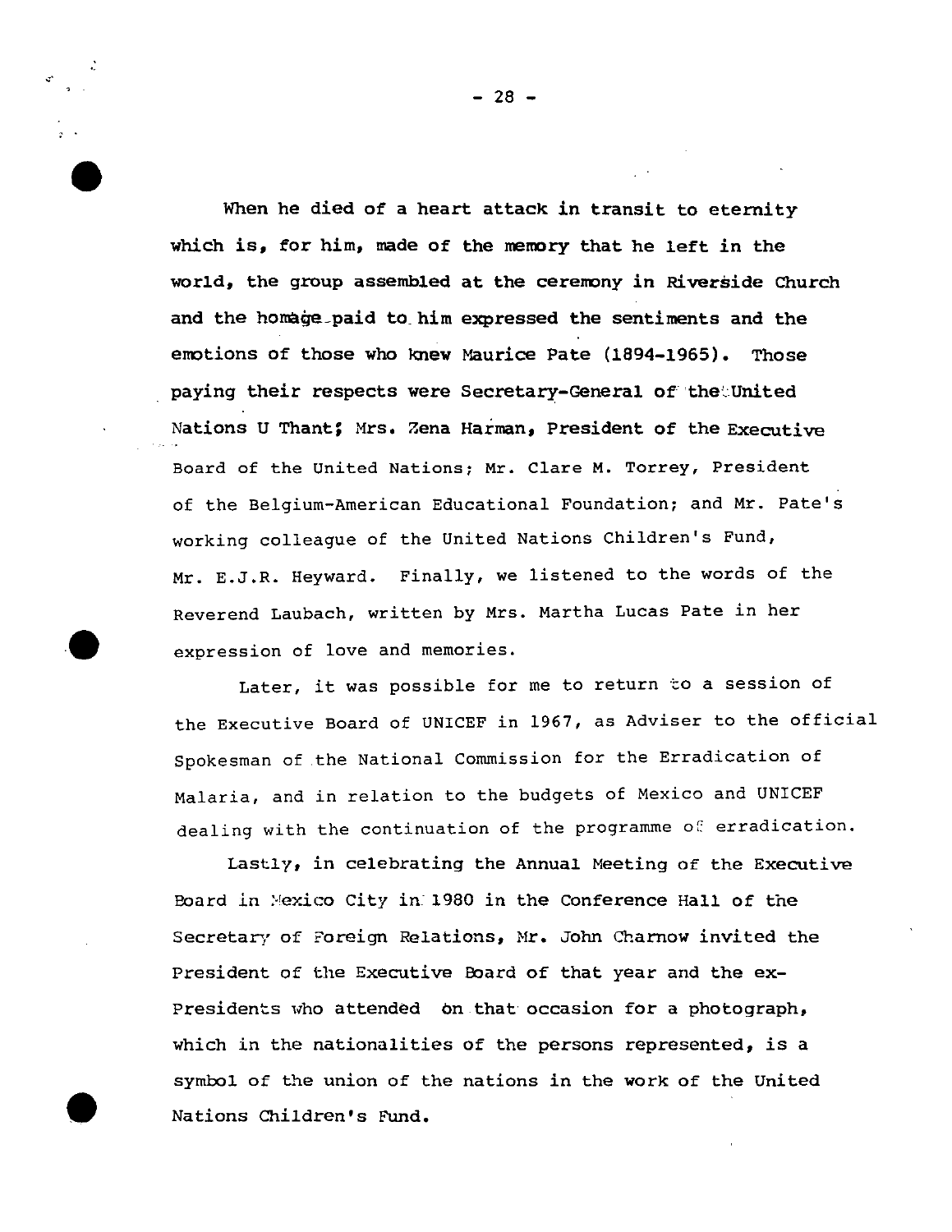When he died of a heart attack in transit to eternity which is, for him, made of the memory that he left in the world, the group assembled at the ceremony in Riverside Church and the homage paid to him expressed the sentiments and the emotions of those who knew Maurice Pate (1894-1965). Those paying their respects were Secretary-General of the United Nations U Thant; Mrs. Zena Harman, President of the Executive Board of the United Nations; Mr. Clare M. Torrey, President of the Belgium-American Educational Foundation; and Mr. Pate's working colleague of the United Nations Children's Fund, Mr. E.J.R. Heyward. Finally, we listened to the words of the Reverend Laubach, written by Mrs. Martha Lucas Pate in her expression of love and memories.

Later, it was possible for me to return to a session of the Executive Board of UNICEF in 1967, as Adviser to the official Spokesman of the National Commission for the Erradication of Malaria, and in relation to the budgets of Mexico and UNICEF dealing with the continuation of the programme of erradication.

Lastly, in celebrating the Annual Meeting of the Executive Board in Mexico City in 1980 in the Conference Hall of the Secretary of Foreign Relations, Mr. John Charnow invited the President of the Executive Board of that year and the ex-Presidents who attended on that occasion for a photograph, which in the nationalities of the persons represented, is a symbol of the union of the nations in the work of the United Nations Children's Fund.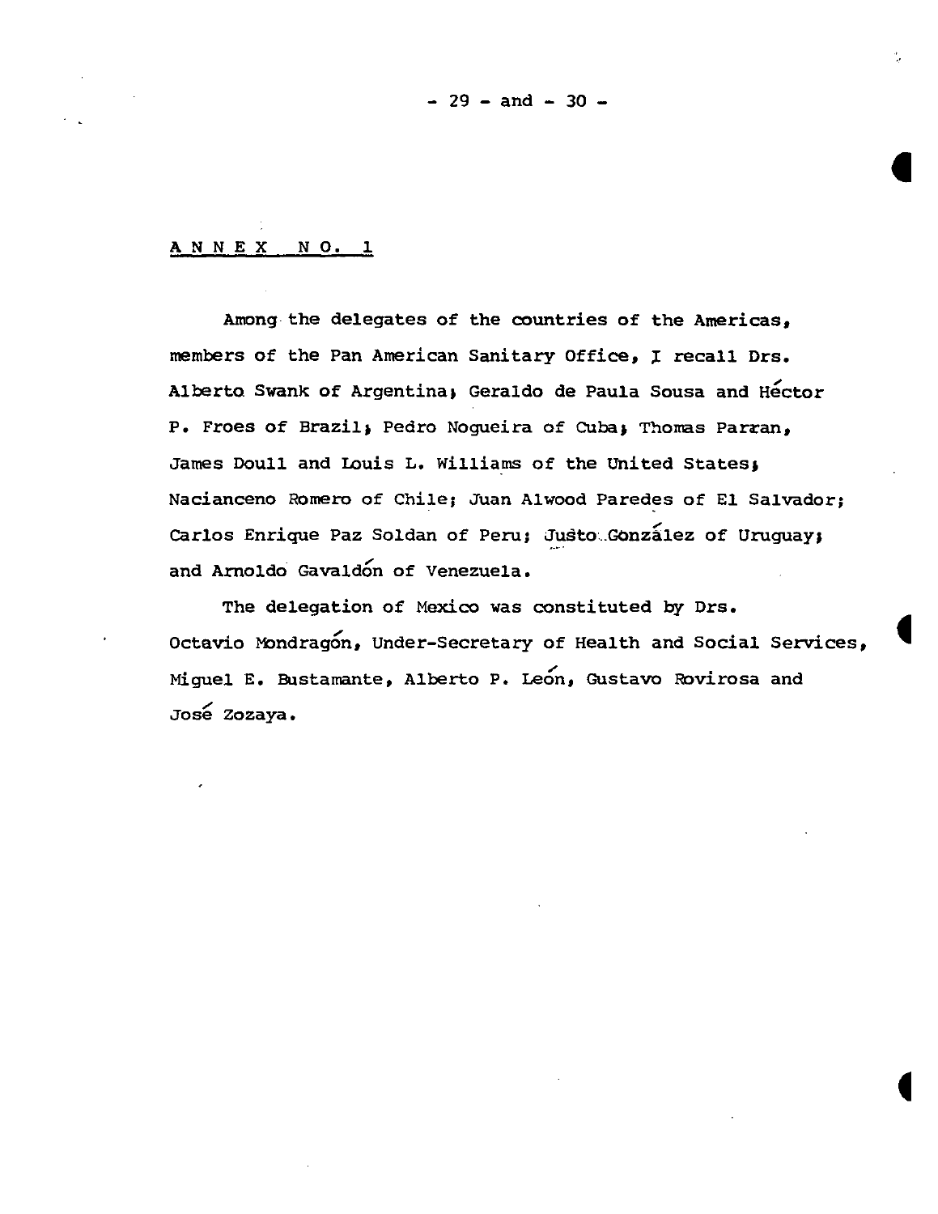## ANNEX NO. 1

Among the delegates of the countries of the Americas, members of the Pan American Sanitary Office, I recall Drs. Alberto Swank of Argentina; Geraldo de Paula Sousa and Héctor P. Froes of Brazil; Pedro Nogueira of Cuba; Thomas Parran, James Doull and Louis L. Williams of the United States; Nacianceno Romero of Chile; Juan Alwood Paredes of El Salvador; Carlos Enrique Paz Soldan of Peru; Justo González of Uruguay; and Arnoldo Gavaldón of Venezuela.

The delegation of Mexico was constituted by Drs. Octavio Mondragón, Under-Secretary of Health and Social Services, Miguel E. Bustamante, Alberto P. León, Gustavo Rovirosa and José Zozaya.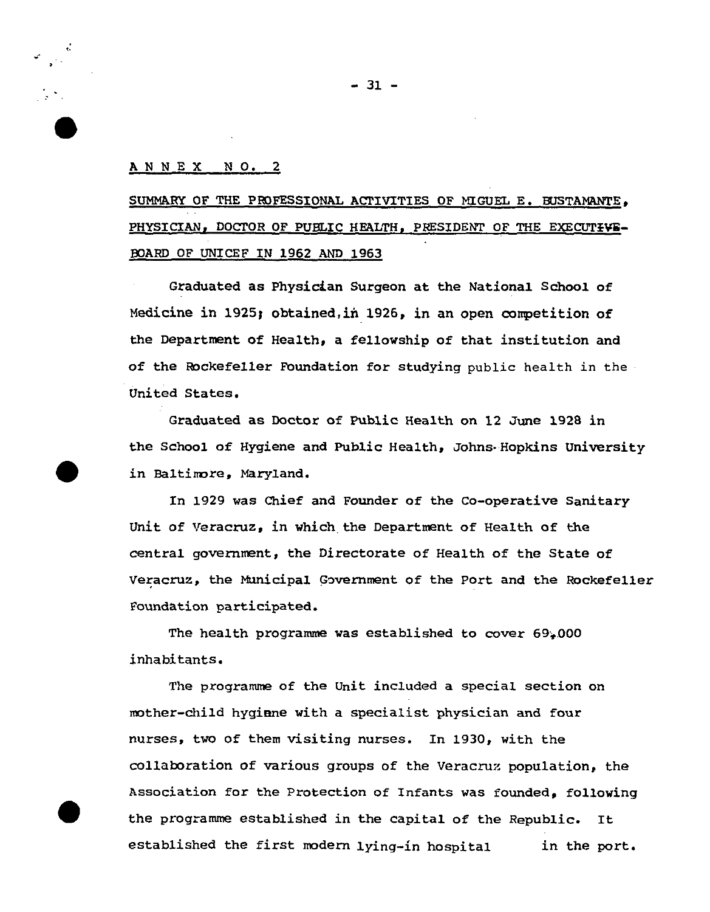## ANNEX NO. 2

SUMMARY OF THE PROFESSIONAL ACTIVITIES OF MIGUEL E. BUSTAMANTE, PHYSICIAN, DOCTOR OF PUBLIC HEALTH, PRESIDENT OF THE EXECUTIVE-BOARD OF UNICEF IN 1962 AND 1963

Graduated as Physician Surgeon at the National School of Medicine in 1925; obtained, in 1926, in an open competition of the Department of Health, a fellowship of that institution and of the Rockefeller Foundation for studying public health in the United States.

Graduated as Doctor of Public Health on 12 June 1928 in the School of Hygiene and Public Health, Johns Hopkins University in Baltimore, Maryland.

In 1929 was Chief and Founder of the Co-operative Sanitary Unit of Veracruz, in which the Department of Health of the central government, the Directorate of Health of the State of Veracruz, the Municipal Government of the Port and the Rockefeller Foundation participated.

The health programme was established to cover 69,000 inhabitants.

The programme of the Unit included a special section on mother-child hygiene with a specialist physician and four nurses, two of them visiting nurses. In 1930, with the collaboration of various groups of the Veracruz population, the Association for the Protection of Infants was founded, following the programme established in the capital of the Republic. It established the first modern lying-in hospital in the port.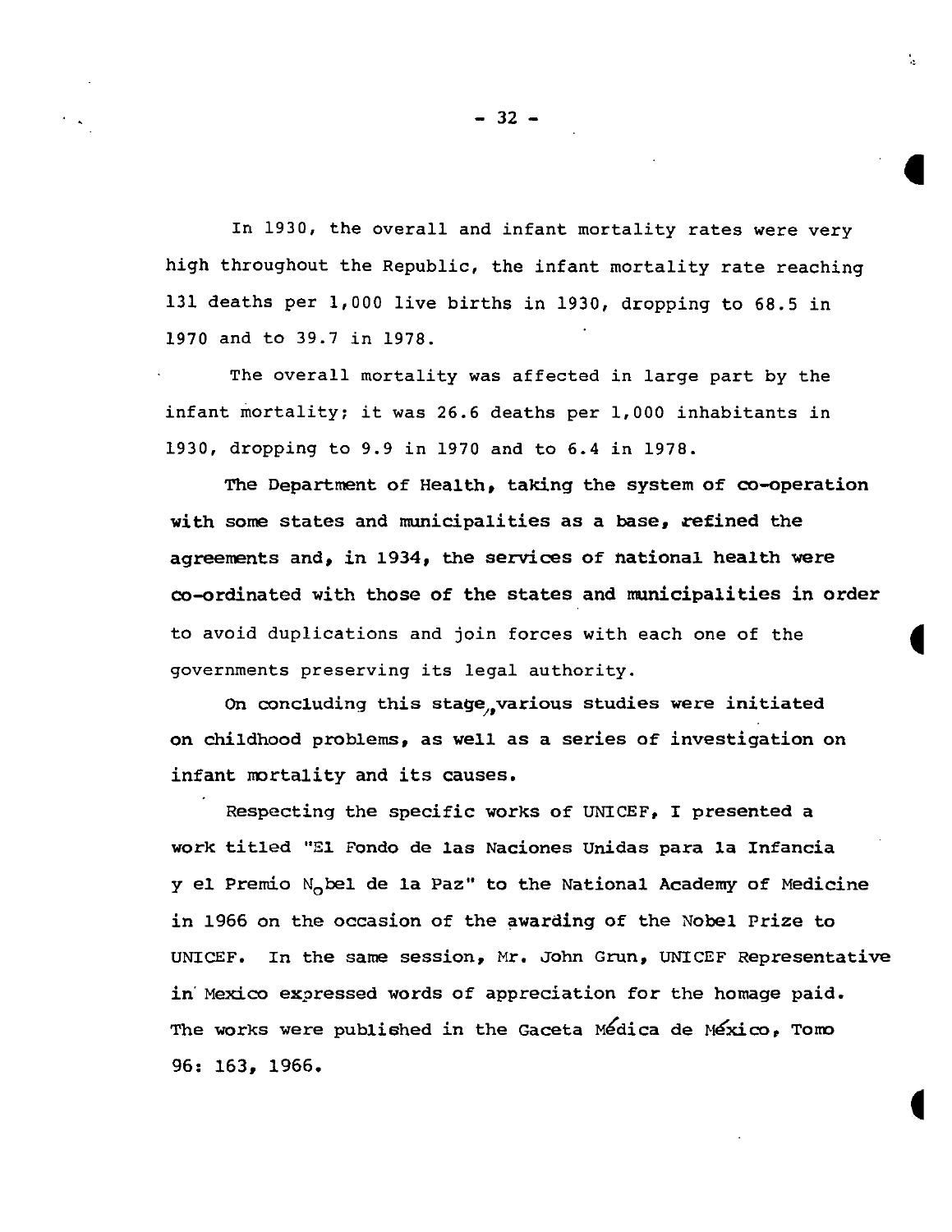In 1930, the overall and infant mortality rates were very high throughout the Republic, the infant mortality rate reaching 131 deaths per 1,000 live births in 1930, dropping to 68.5 in 1970 and to 39.7 in 1978.

The overall mortality was affected in large part by the infant mortality; it was 26.6 deaths per 1,000 inhabitants in 1930, dropping to 9.9 in 1970 and to 6.4 in 1978.

The Department of Health, taking the system of co-operation with some states and municipalities as a base, refined the agreements and, in 1934, the services of national health were co-ordinated with those of the states and municipalities in order to avoid duplications and join forces with each one of the governments preserving its legal authority.

On concluding this stage, various studies were initiated on childhood problems, as well as a series of investigation on infant mortality and its causes.

Respecting the specific works of UNICEF, I presented a work titled "El Fondo de las Naciones Unidas para la Infancia y el Premio Nobel de la Paz" to the National Academy of Medicine in 1966 on the occasion of the awarding of the Nobel Prize to UNICEF. In the same session, Mr. John Grun, UNICEF Representative in Mexico expressed words of appreciation for the homage paid. The works were published in the Gaceta Médica de México, Tomo 96: 163, 1966.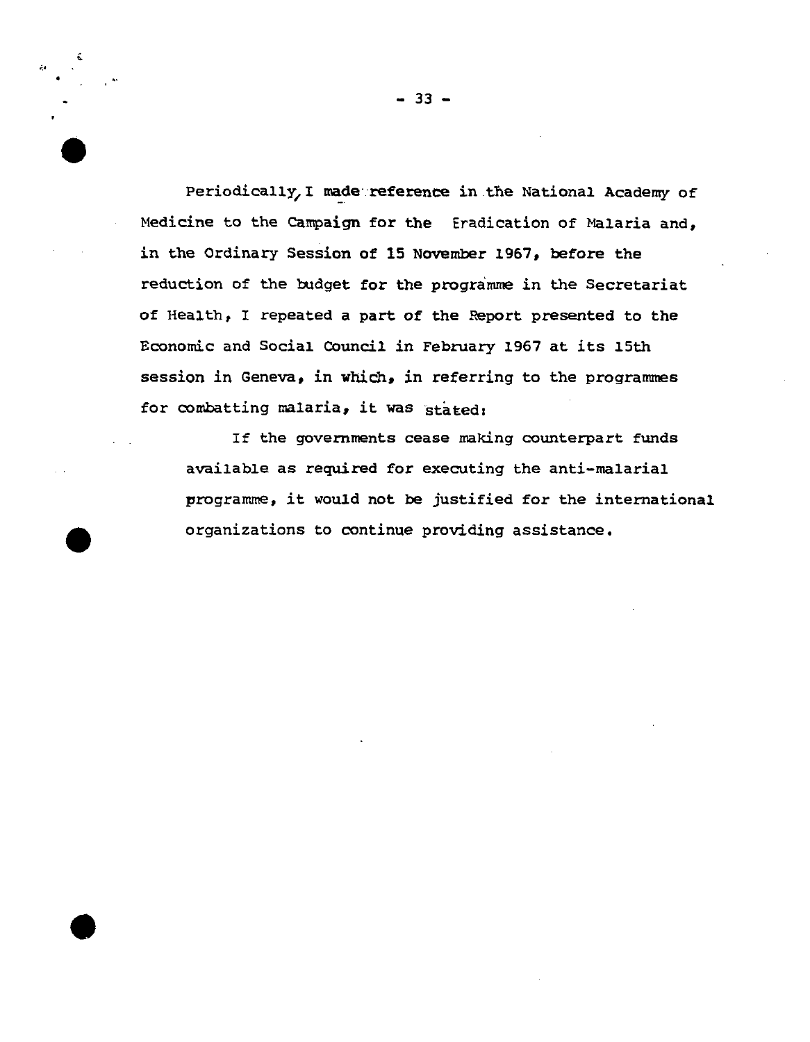Periodically, I made reference in the National Academy of Medicine to the Campaign for the Eradication of Malaria and, in the Ordinary Session of 15 November 1967, before the reduction of the budget for the programme in the Secretariat of Health, I repeated a part of the Report presented to the Economic and Social Council in February 1967 at its 15th session in Geneva, in which, in referring to the programmes for combatting malaria, it was stated:

> If the governments cease making counterpart funds available as required for executing the anti-malarial programme, it would not be justified for the international organizations to continue providing assistance.